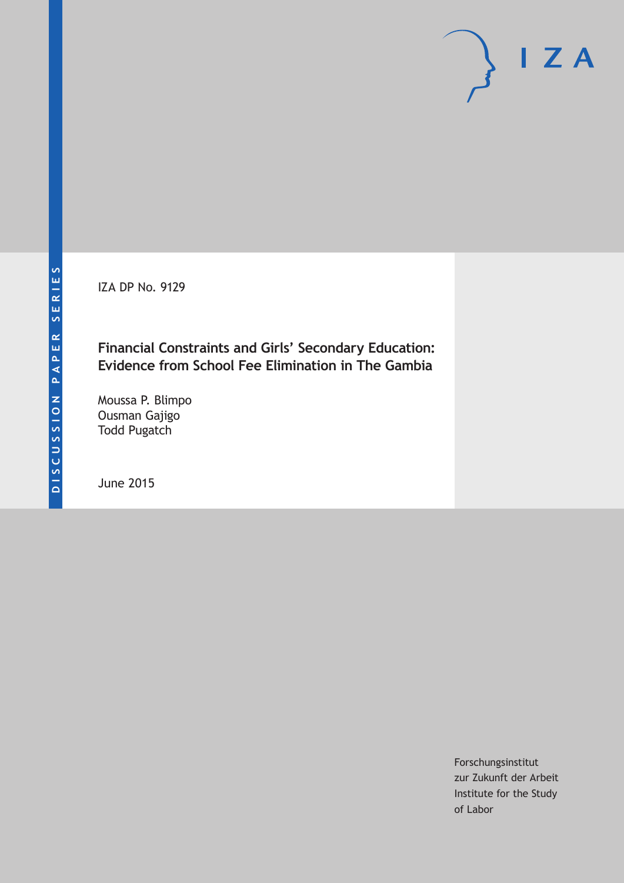DISCUSSION PAPER SERIES

IZA

IZA DP No. 9129

# Financial Constraints and Girls' Secondary Education: Evidence from School Fee Elimination in The Gambia

Moussa P. Blimpo
Ousman Gajigo
Todd Pugatch

June 2015

Forschungsinstitut
zur Zukunft der Arbeit
Institute for the Study
of Labor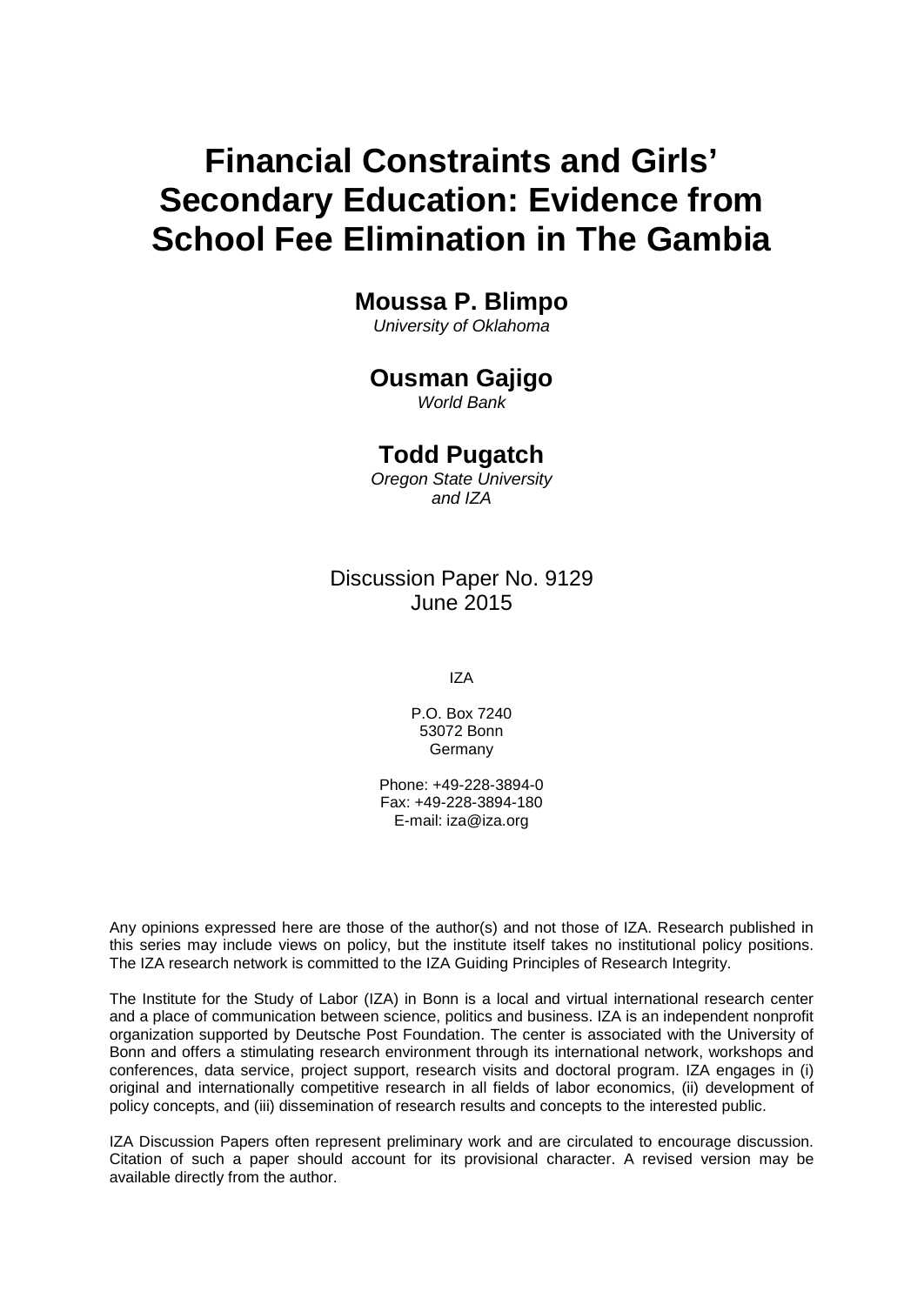# Financial Constraints and Girls' Secondary Education: Evidence from School Fee Elimination in The Gambia

**Moussa P. Blimpo**
*University of Oklahoma*

**Ousman Gajigo**
*World Bank*

**Todd Pugatch**
*Oregon State University and IZA*

Discussion Paper No. 9129
June 2015

IZA

P.O. Box 7240
53072 Bonn
Germany

Phone: +49-228-3894-0
Fax: +49-228-3894-180
E-mail: iza@iza.org

Any opinions expressed here are those of the author(s) and not those of IZA. Research published in this series may include views on policy, but the institute itself takes no institutional policy positions. The IZA research network is committed to the IZA Guiding Principles of Research Integrity.

The Institute for the Study of Labor (IZA) in Bonn is a local and virtual international research center and a place of communication between science, politics and business. IZA is an independent nonprofit organization supported by Deutsche Post Foundation. The center is associated with the University of Bonn and offers a stimulating research environment through its international network, workshops and conferences, data service, project support, research visits and doctoral program. IZA engages in (i) original and internationally competitive research in all fields of labor economics, (ii) development of policy concepts, and (iii) dissemination of research results and concepts to the interested public.

IZA Discussion Papers often represent preliminary work and are circulated to encourage discussion. Citation of such a paper should account for its provisional character. A revised version may be available directly from the author.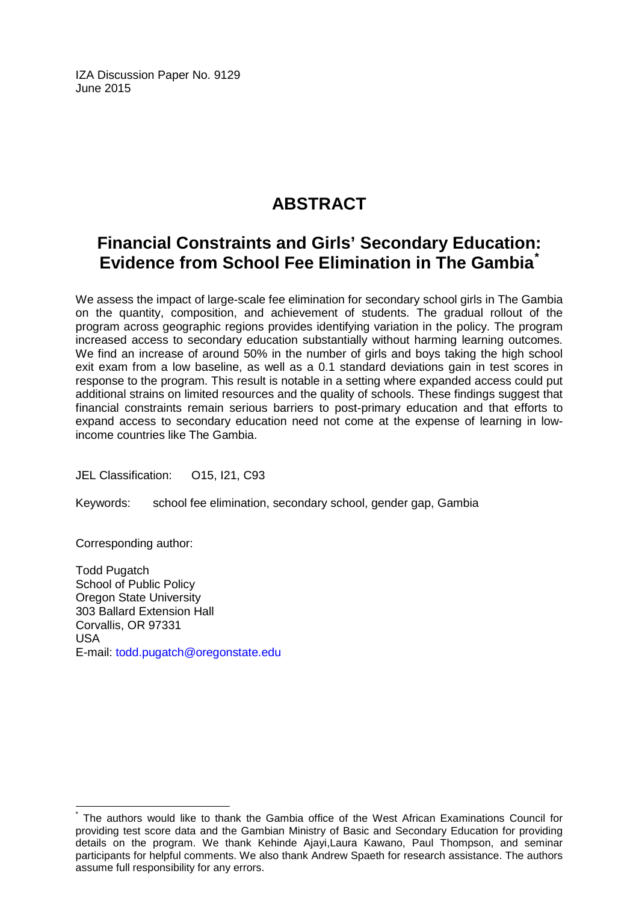IZA Discussion Paper No. 9129
June 2015

# ABSTRACT

## Financial Constraints and Girls' Secondary Education: Evidence from School Fee Elimination in The Gambia*

We assess the impact of large-scale fee elimination for secondary school girls in The Gambia on the quantity, composition, and achievement of students. The gradual rollout of the program across geographic regions provides identifying variation in the policy. The program increased access to secondary education substantially without harming learning outcomes. We find an increase of around 50% in the number of girls and boys taking the high school exit exam from a low baseline, as well as a 0.1 standard deviations gain in test scores in response to the program. This result is notable in a setting where expanded access could put additional strains on limited resources and the quality of schools. These findings suggest that financial constraints remain serious barriers to post-primary education and that efforts to expand access to secondary education need not come at the expense of learning in low-income countries like The Gambia.

JEL Classification: O15, I21, C93

Keywords: school fee elimination, secondary school, gender gap, Gambia

Corresponding author:

Todd Pugatch
School of Public Policy
Oregon State University
303 Ballard Extension Hall
Corvallis, OR 97331
USA
E-mail: todd.pugatch@oregonstate.edu

---

* The authors would like to thank the Gambia office of the West African Examinations Council for providing test score data and the Gambian Ministry of Basic and Secondary Education for providing details on the program. We thank Kehinde Ajayi,Laura Kawano, Paul Thompson, and seminar participants for helpful comments. We also thank Andrew Spaeth for research assistance. The authors assume full responsibility for any errors.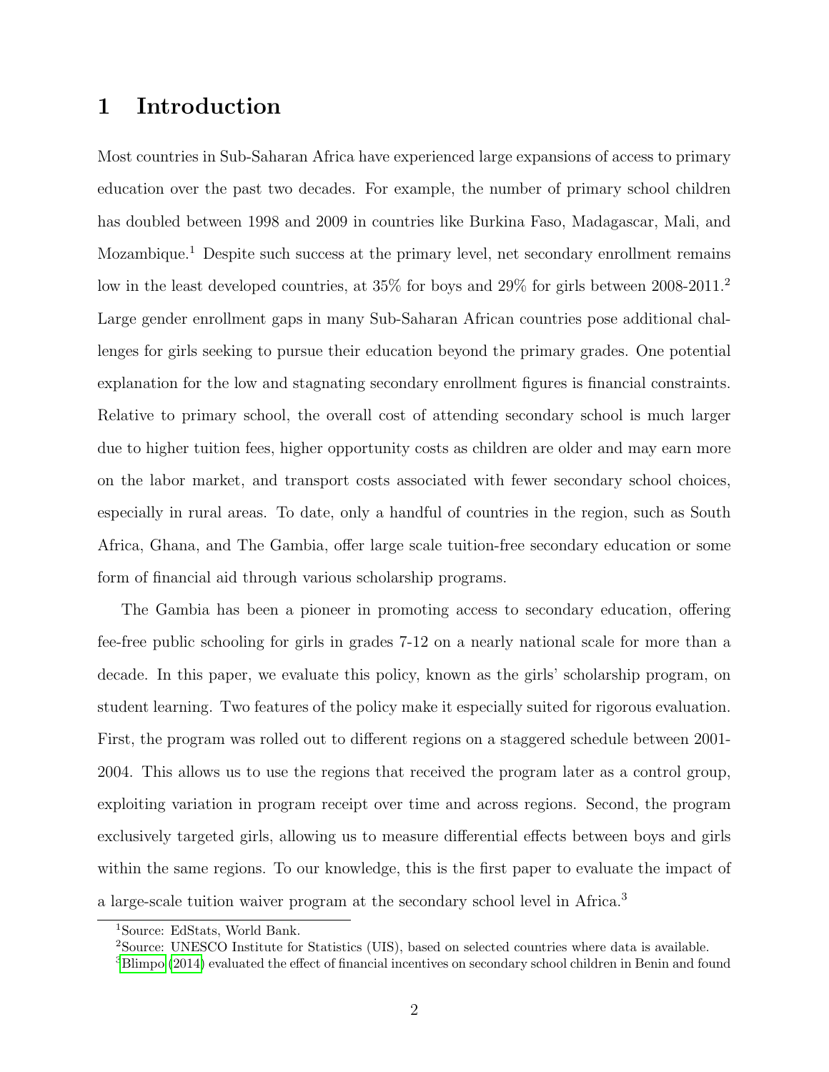# 1 Introduction

Most countries in Sub-Saharan Africa have experienced large expansions of access to primary education over the past two decades. For example, the number of primary school children has doubled between 1998 and 2009 in countries like Burkina Faso, Madagascar, Mali, and Mozambique.[1] Despite such success at the primary level, net secondary enrollment remains low in the least developed countries, at 35% for boys and 29% for girls between 2008-2011.[2] Large gender enrollment gaps in many Sub-Saharan African countries pose additional challenges for girls seeking to pursue their education beyond the primary grades. One potential explanation for the low and stagnating secondary enrollment figures is financial constraints. Relative to primary school, the overall cost of attending secondary school is much larger due to higher tuition fees, higher opportunity costs as children are older and may earn more on the labor market, and transport costs associated with fewer secondary school choices, especially in rural areas. To date, only a handful of countries in the region, such as South Africa, Ghana, and The Gambia, offer large scale tuition-free secondary education or some form of financial aid through various scholarship programs.

The Gambia has been a pioneer in promoting access to secondary education, offering fee-free public schooling for girls in grades 7-12 on a nearly national scale for more than a decade. In this paper, we evaluate this policy, known as the girls' scholarship program, on student learning. Two features of the policy make it especially suited for rigorous evaluation. First, the program was rolled out to different regions on a staggered schedule between 2001-2004. This allows us to use the regions that received the program later as a control group, exploiting variation in program receipt over time and across regions. Second, the program exclusively targeted girls, allowing us to measure differential effects between boys and girls within the same regions. To our knowledge, this is the first paper to evaluate the impact of a large-scale tuition waiver program at the secondary school level in Africa.[3]

[1] Source: EdStats, World Bank.

[2] Source: UNESCO Institute for Statistics (UIS), based on selected countries where data is available.

[3] Blimpo (2014) evaluated the effect of financial incentives on secondary school children in Benin and found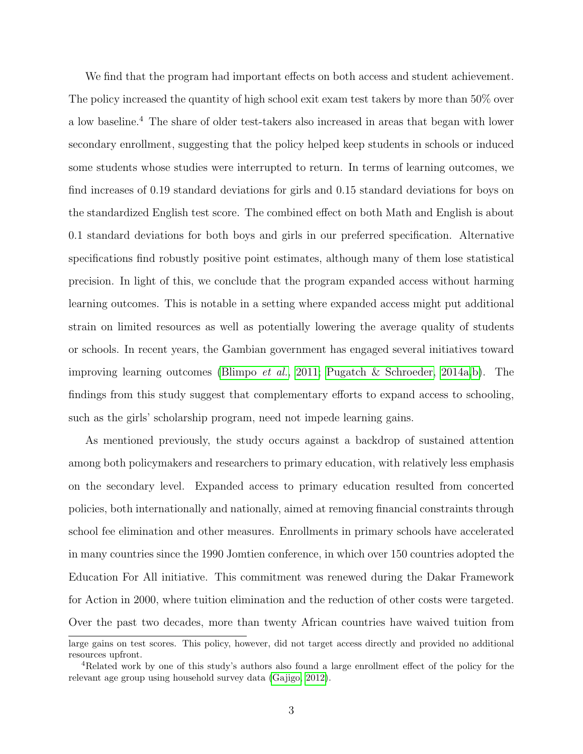We find that the program had important effects on both access and student achievement. The policy increased the quantity of high school exit exam test takers by more than 50% over a low baseline.[4] The share of older test-takers also increased in areas that began with lower secondary enrollment, suggesting that the policy helped keep students in schools or induced some students whose studies were interrupted to return. In terms of learning outcomes, we find increases of 0.19 standard deviations for girls and 0.15 standard deviations for boys on the standardized English test score. The combined effect on both Math and English is about 0.1 standard deviations for both boys and girls in our preferred specification. Alternative specifications find robustly positive point estimates, although many of them lose statistical precision. In light of this, we conclude that the program expanded access without harming learning outcomes. This is notable in a setting where expanded access might put additional strain on limited resources as well as potentially lowering the average quality of students or schools. In recent years, the Gambian government has engaged several initiatives toward improving learning outcomes (Blimpo *et al.*, 2011; Pugatch & Schroeder, 2014a,b). The findings from this study suggest that complementary efforts to expand access to schooling, such as the girls' scholarship program, need not impede learning gains.

As mentioned previously, the study occurs against a backdrop of sustained attention among both policymakers and researchers to primary education, with relatively less emphasis on the secondary level. Expanded access to primary education resulted from concerted policies, both internationally and nationally, aimed at removing financial constraints through school fee elimination and other measures. Enrollments in primary schools have accelerated in many countries since the 1990 Jomtien conference, in which over 150 countries adopted the Education For All initiative. This commitment was renewed during the Dakar Framework for Action in 2000, where tuition elimination and the reduction of other costs were targeted. Over the past two decades, more than twenty African countries have waived tuition from

---

large gains on test scores. This policy, however, did not target access directly and provided no additional resources upfront.

[4] Related work by one of this study's authors also found a large enrollment effect of the policy for the relevant age group using household survey data (Gajigo, 2012).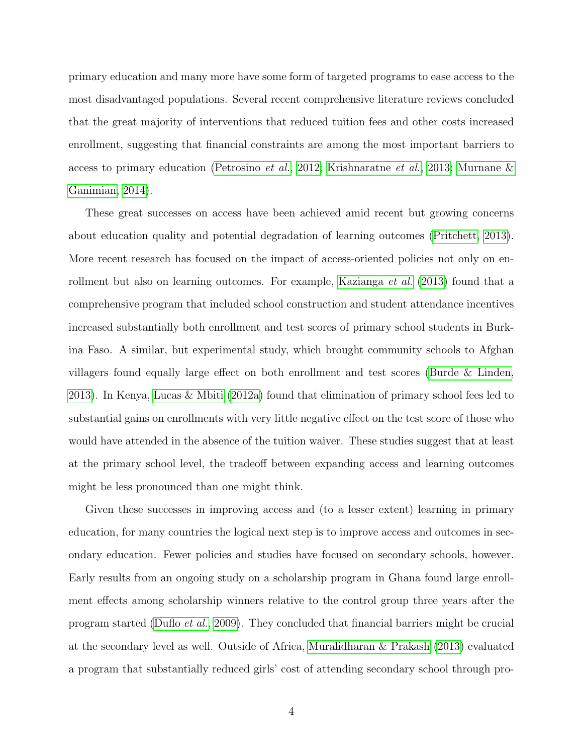primary education and many more have some form of targeted programs to ease access to the most disadvantaged populations. Several recent comprehensive literature reviews concluded that the great majority of interventions that reduced tuition fees and other costs increased enrollment, suggesting that financial constraints are among the most important barriers to access to primary education (Petrosino *et al.*, 2012; Krishnaratne *et al.*, 2013; Murnane & Ganimian, 2014).

These great successes on access have been achieved amid recent but growing concerns about education quality and potential degradation of learning outcomes (Pritchett, 2013). More recent research has focused on the impact of access-oriented policies not only on enrollment but also on learning outcomes. For example, Kazianga *et al.* (2013) found that a comprehensive program that included school construction and student attendance incentives increased substantially both enrollment and test scores of primary school students in Burkina Faso. A similar, but experimental study, which brought community schools to Afghan villagers found equally large effect on both enrollment and test scores (Burde & Linden, 2013). In Kenya, Lucas & Mbiti (2012a) found that elimination of primary school fees led to substantial gains on enrollments with very little negative effect on the test score of those who would have attended in the absence of the tuition waiver. These studies suggest that at least at the primary school level, the tradeoff between expanding access and learning outcomes might be less pronounced than one might think.

Given these successes in improving access and (to a lesser extent) learning in primary education, for many countries the logical next step is to improve access and outcomes in secondary education. Fewer policies and studies have focused on secondary schools, however. Early results from an ongoing study on a scholarship program in Ghana found large enrollment effects among scholarship winners relative to the control group three years after the program started (Duflo *et al.*, 2009). They concluded that financial barriers might be crucial at the secondary level as well. Outside of Africa, Muralidharan & Prakash (2013) evaluated a program that substantially reduced girls' cost of attending secondary school through pro-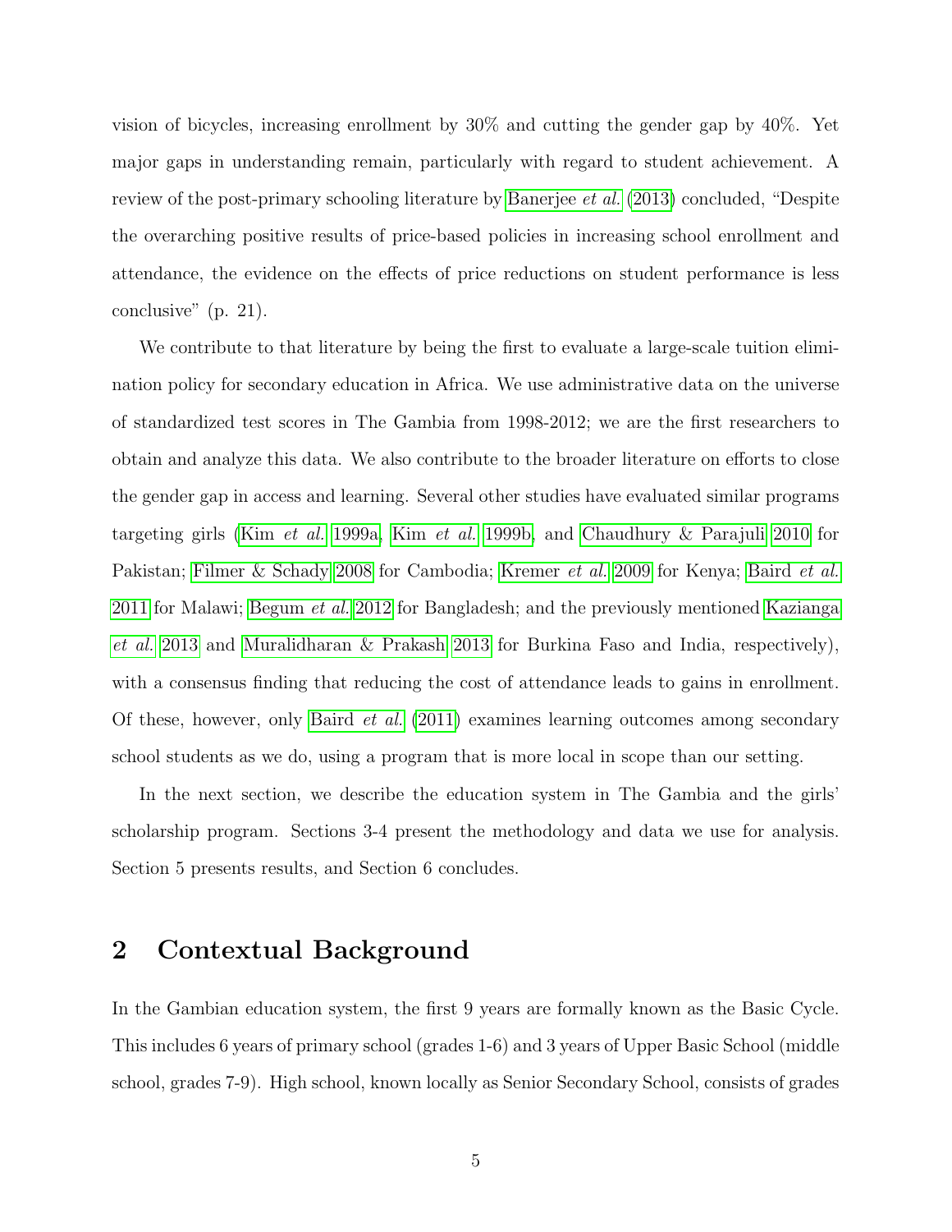vision of bicycles, increasing enrollment by 30% and cutting the gender gap by 40%. Yet major gaps in understanding remain, particularly with regard to student achievement. A review of the post-primary schooling literature by Banerjee *et al.* (2013) concluded, "Despite the overarching positive results of price-based policies in increasing school enrollment and attendance, the evidence on the effects of price reductions on student performance is less conclusive" (p. 21).

We contribute to that literature by being the first to evaluate a large-scale tuition elimination policy for secondary education in Africa. We use administrative data on the universe of standardized test scores in The Gambia from 1998-2012; we are the first researchers to obtain and analyze this data. We also contribute to the broader literature on efforts to close the gender gap in access and learning. Several other studies have evaluated similar programs targeting girls (Kim *et al.* 1999a, Kim *et al.* 1999b, and Chaudhury & Parajuli 2010 for Pakistan; Filmer & Schady 2008 for Cambodia; Kremer *et al.* 2009 for Kenya; Baird *et al.* 2011 for Malawi; Begum *et al.* 2012 for Bangladesh; and the previously mentioned Kazianga *et al.* 2013 and Muralidharan & Prakash 2013 for Burkina Faso and India, respectively), with a consensus finding that reducing the cost of attendance leads to gains in enrollment. Of these, however, only Baird *et al.* (2011) examines learning outcomes among secondary school students as we do, using a program that is more local in scope than our setting.

In the next section, we describe the education system in The Gambia and the girls' scholarship program. Sections 3-4 present the methodology and data we use for analysis. Section 5 presents results, and Section 6 concludes.

## 2 Contextual Background

In the Gambian education system, the first 9 years are formally known as the Basic Cycle. This includes 6 years of primary school (grades 1-6) and 3 years of Upper Basic School (middle school, grades 7-9). High school, known locally as Senior Secondary School, consists of grades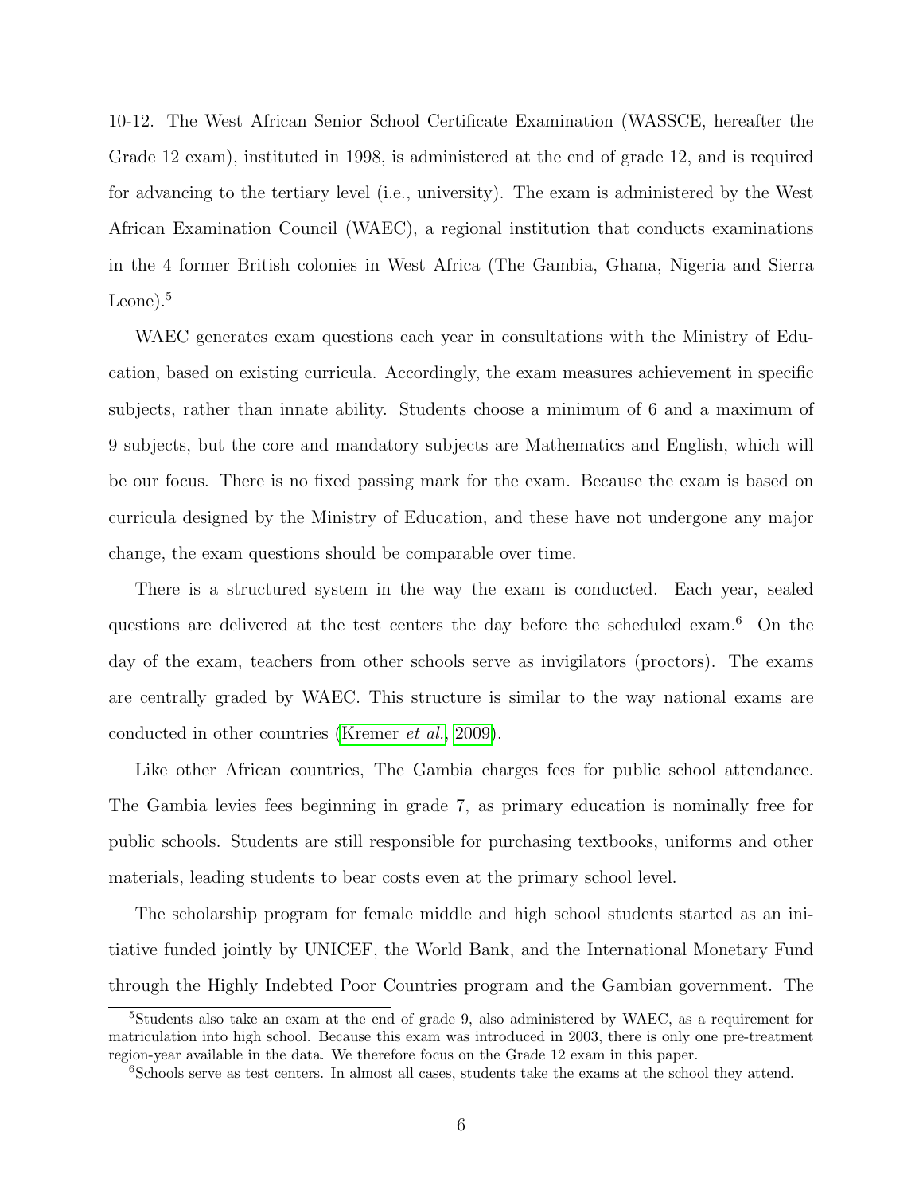10-12. The West African Senior School Certificate Examination (WASSCE, hereafter the Grade 12 exam), instituted in 1998, is administered at the end of grade 12, and is required for advancing to the tertiary level (i.e., university). The exam is administered by the West African Examination Council (WAEC), a regional institution that conducts examinations in the 4 former British colonies in West Africa (The Gambia, Ghana, Nigeria and Sierra Leone).[5]

WAEC generates exam questions each year in consultations with the Ministry of Education, based on existing curricula. Accordingly, the exam measures achievement in specific subjects, rather than innate ability. Students choose a minimum of 6 and a maximum of 9 subjects, but the core and mandatory subjects are Mathematics and English, which will be our focus. There is no fixed passing mark for the exam. Because the exam is based on curricula designed by the Ministry of Education, and these have not undergone any major change, the exam questions should be comparable over time.

There is a structured system in the way the exam is conducted. Each year, sealed questions are delivered at the test centers the day before the scheduled exam.[6] On the day of the exam, teachers from other schools serve as invigilators (proctors). The exams are centrally graded by WAEC. This structure is similar to the way national exams are conducted in other countries (Kremer *et al.*, 2009).

Like other African countries, The Gambia charges fees for public school attendance. The Gambia levies fees beginning in grade 7, as primary education is nominally free for public schools. Students are still responsible for purchasing textbooks, uniforms and other materials, leading students to bear costs even at the primary school level.

The scholarship program for female middle and high school students started as an initiative funded jointly by UNICEF, the World Bank, and the International Monetary Fund through the Highly Indebted Poor Countries program and the Gambian government. The

[5]Students also take an exam at the end of grade 9, also administered by WAEC, as a requirement for matriculation into high school. Because this exam was introduced in 2003, there is only one pre-treatment region-year available in the data. We therefore focus on the Grade 12 exam in this paper.

[6]Schools serve as test centers. In almost all cases, students take the exams at the school they attend.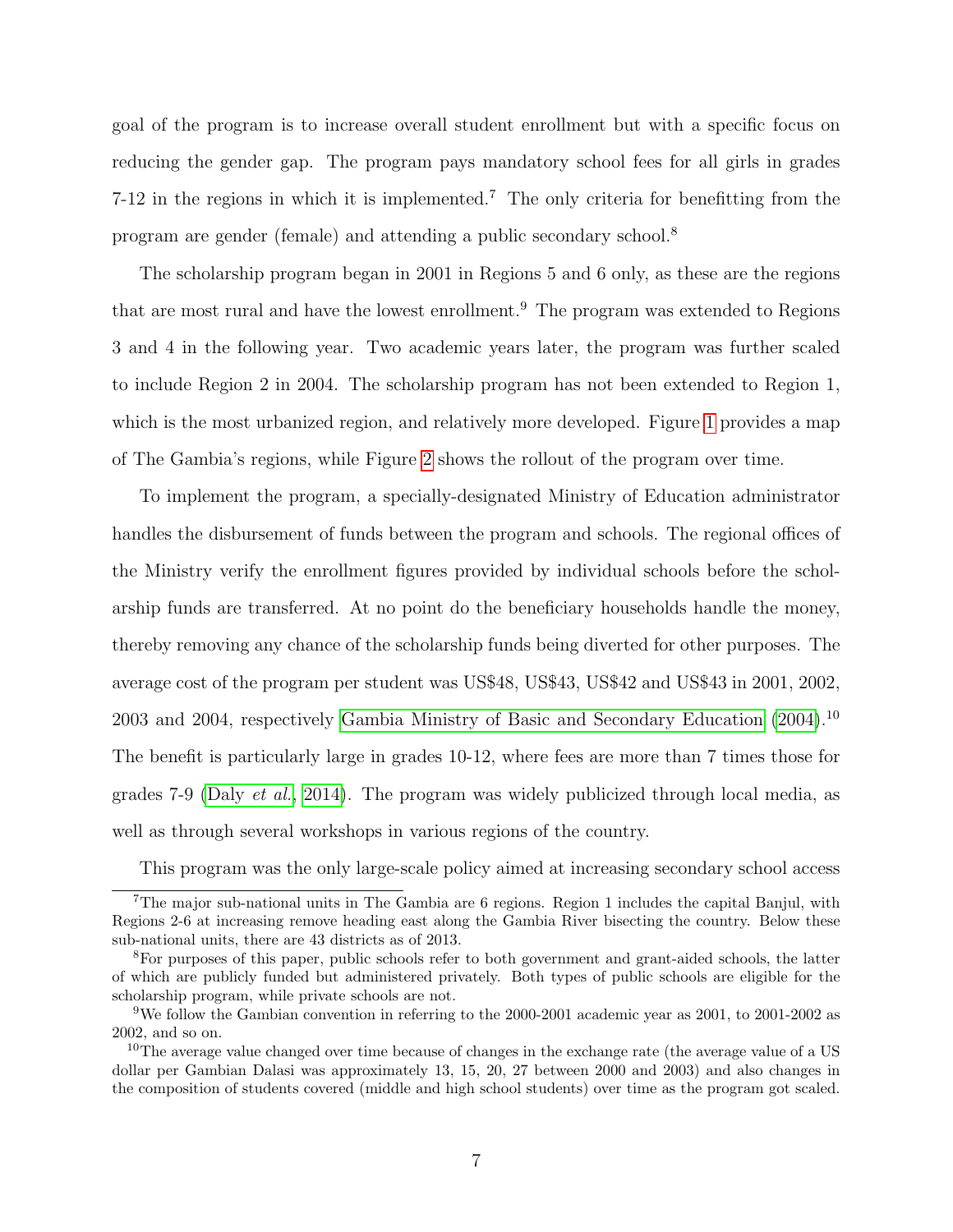goal of the program is to increase overall student enrollment but with a specific focus on reducing the gender gap. The program pays mandatory school fees for all girls in grades 7-12 in the regions in which it is implemented.[7] The only criteria for benefitting from the program are gender (female) and attending a public secondary school.[8]

The scholarship program began in 2001 in Regions 5 and 6 only, as these are the regions that are most rural and have the lowest enrollment.[9] The program was extended to Regions 3 and 4 in the following year. Two academic years later, the program was further scaled to include Region 2 in 2004. The scholarship program has not been extended to Region 1, which is the most urbanized region, and relatively more developed. Figure 1 provides a map of The Gambia's regions, while Figure 2 shows the rollout of the program over time.

To implement the program, a specially-designated Ministry of Education administrator handles the disbursement of funds between the program and schools. The regional offices of the Ministry verify the enrollment figures provided by individual schools before the scholarship funds are transferred. At no point do the beneficiary households handle the money, thereby removing any chance of the scholarship funds being diverted for other purposes. The average cost of the program per student was US$48, US$43, US$42 and US$43 in 2001, 2002, 2003 and 2004, respectively Gambia Ministry of Basic and Secondary Education (2004).[10] The benefit is particularly large in grades 10-12, where fees are more than 7 times those for grades 7-9 (Daly *et al.*, 2014). The program was widely publicized through local media, as well as through several workshops in various regions of the country.

This program was the only large-scale policy aimed at increasing secondary school access

---

[7] The major sub-national units in The Gambia are 6 regions. Region 1 includes the capital Banjul, with Regions 2-6 at increasing remove heading east along the Gambia River bisecting the country. Below these sub-national units, there are 43 districts as of 2013.

[8] For purposes of this paper, public schools refer to both government and grant-aided schools, the latter of which are publicly funded but administered privately. Both types of public schools are eligible for the scholarship program, while private schools are not.

[9] We follow the Gambian convention in referring to the 2000-2001 academic year as 2001, to 2001-2002 as 2002, and so on.

[10] The average value changed over time because of changes in the exchange rate (the average value of a US dollar per Gambian Dalasi was approximately 13, 15, 20, 27 between 2000 and 2003) and also changes in the composition of students covered (middle and high school students) over time as the program got scaled.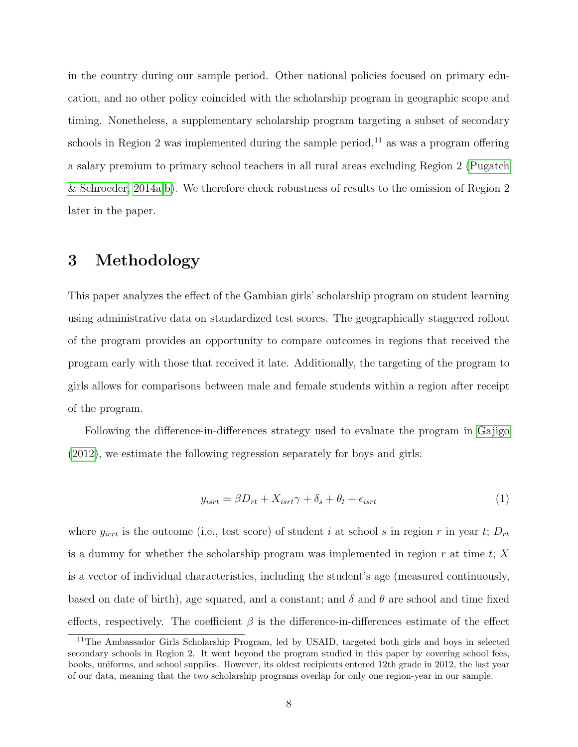in the country during our sample period. Other national policies focused on primary education, and no other policy coincided with the scholarship program in geographic scope and timing. Nonetheless, a supplementary scholarship program targeting a subset of secondary schools in Region 2 was implemented during the sample period,[11] as was a program offering a salary premium to primary school teachers in all rural areas excluding Region 2 (Pugatch & Schroeder, 2014a,b). We therefore check robustness of results to the omission of Region 2 later in the paper.

# 3 Methodology

This paper analyzes the effect of the Gambian girls' scholarship program on student learning using administrative data on standardized test scores. The geographically staggered rollout of the program provides an opportunity to compare outcomes in regions that received the program early with those that received it late. Additionally, the targeting of the program to girls allows for comparisons between male and female students within a region after receipt of the program.

Following the difference-in-differences strategy used to evaluate the program in Gajigo (2012), we estimate the following regression separately for boys and girls:

$$y_{isrt} = \beta D_{rt} + X_{isrt}\gamma + \delta_s + \theta_t + \epsilon_{isrt} \tag{1}$$

where $y_{icrt}$ is the outcome (i.e., test score) of student $i$ at school $s$ in region $r$ in year $t$; $D_{rt}$ is a dummy for whether the scholarship program was implemented in region $r$ at time $t$; $X$ is a vector of individual characteristics, including the student's age (measured continuously, based on date of birth), age squared, and a constant; and $\delta$ and $\theta$ are school and time fixed effects, respectively. The coefficient $\beta$ is the difference-in-differences estimate of the effect

[11] The Ambassador Girls Scholarship Program, led by USAID, targeted both girls and boys in selected secondary schools in Region 2. It went beyond the program studied in this paper by covering school fees, books, uniforms, and school supplies. However, its oldest recipients entered 12th grade in 2012, the last year of our data, meaning that the two scholarship programs overlap for only one region-year in our sample.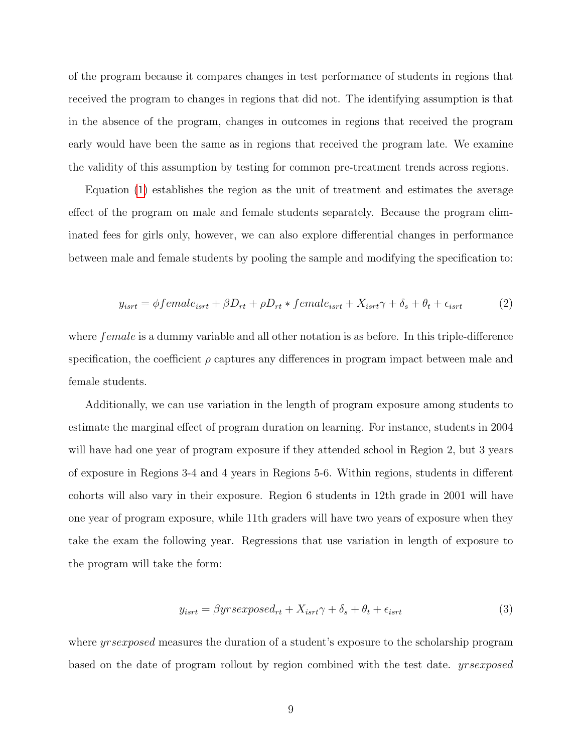of the program because it compares changes in test performance of students in regions that received the program to changes in regions that did not. The identifying assumption is that in the absence of the program, changes in outcomes in regions that received the program early would have been the same as in regions that received the program late. We examine the validity of this assumption by testing for common pre-treatment trends across regions.

Equation (1) establishes the region as the unit of treatment and estimates the average effect of the program on male and female students separately. Because the program eliminated fees for girls only, however, we can also explore differential changes in performance between male and female students by pooling the sample and modifying the specification to:

$$y_{isrt} = \phi female_{isrt} + \beta D_{rt} + \rho D_{rt} * female_{isrt} + X_{isrt}\gamma + \delta_s + \theta_t + \epsilon_{isrt} \tag{2}$$

where $female$ is a dummy variable and all other notation is as before. In this triple-difference specification, the coefficient $\rho$ captures any differences in program impact between male and female students.

Additionally, we can use variation in the length of program exposure among students to estimate the marginal effect of program duration on learning. For instance, students in 2004 will have had one year of program exposure if they attended school in Region 2, but 3 years of exposure in Regions 3-4 and 4 years in Regions 5-6. Within regions, students in different cohorts will also vary in their exposure. Region 6 students in 12th grade in 2001 will have one year of program exposure, while 11th graders will have two years of exposure when they take the exam the following year. Regressions that use variation in length of exposure to the program will take the form:

$$y_{isrt} = \beta yrsexposed_{rt} + X_{isrt}\gamma + \delta_s + \theta_t + \epsilon_{isrt} \tag{3}$$

where $yrsexposed$ measures the duration of a student's exposure to the scholarship program based on the date of program rollout by region combined with the test date. $yrsexposed$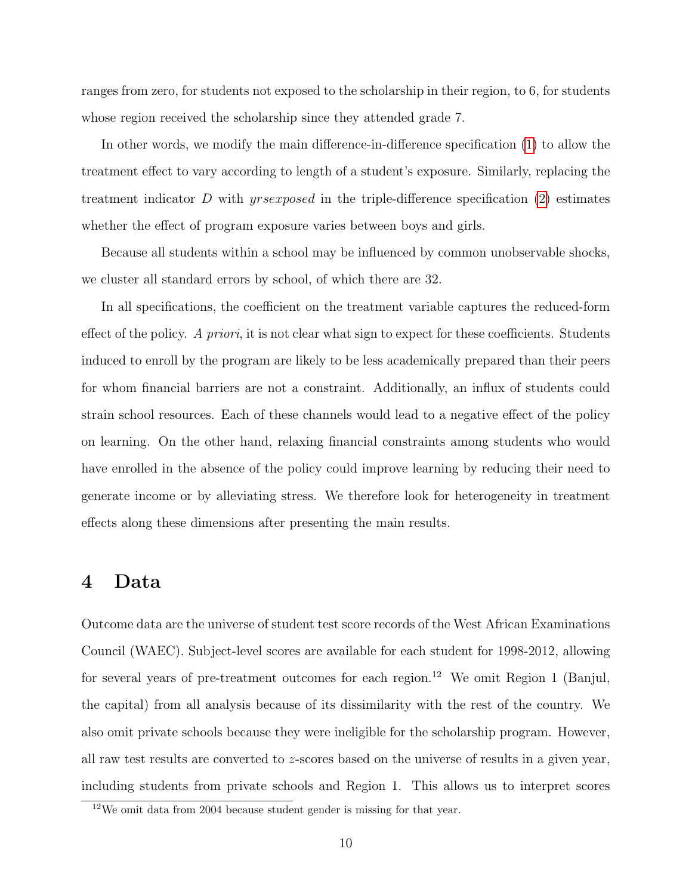ranges from zero, for students not exposed to the scholarship in their region, to 6, for students whose region received the scholarship since they attended grade 7.

In other words, we modify the main difference-in-difference specification (1) to allow the treatment effect to vary according to length of a student's exposure. Similarly, replacing the treatment indicator $D$ with $yrsexposed$ in the triple-difference specification (2) estimates whether the effect of program exposure varies between boys and girls.

Because all students within a school may be influenced by common unobservable shocks, we cluster all standard errors by school, of which there are 32.

In all specifications, the coefficient on the treatment variable captures the reduced-form effect of the policy. *A priori*, it is not clear what sign to expect for these coefficients. Students induced to enroll by the program are likely to be less academically prepared than their peers for whom financial barriers are not a constraint. Additionally, an influx of students could strain school resources. Each of these channels would lead to a negative effect of the policy on learning. On the other hand, relaxing financial constraints among students who would have enrolled in the absence of the policy could improve learning by reducing their need to generate income or by alleviating stress. We therefore look for heterogeneity in treatment effects along these dimensions after presenting the main results.

# 4 Data

Outcome data are the universe of student test score records of the West African Examinations Council (WAEC). Subject-level scores are available for each student for 1998-2012, allowing for several years of pre-treatment outcomes for each region.[12] We omit Region 1 (Banjul, the capital) from all analysis because of its dissimilarity with the rest of the country. We also omit private schools because they were ineligible for the scholarship program. However, all raw test results are converted to $z$-scores based on the universe of results in a given year, including students from private schools and Region 1. This allows us to interpret scores

[12] We omit data from 2004 because student gender is missing for that year.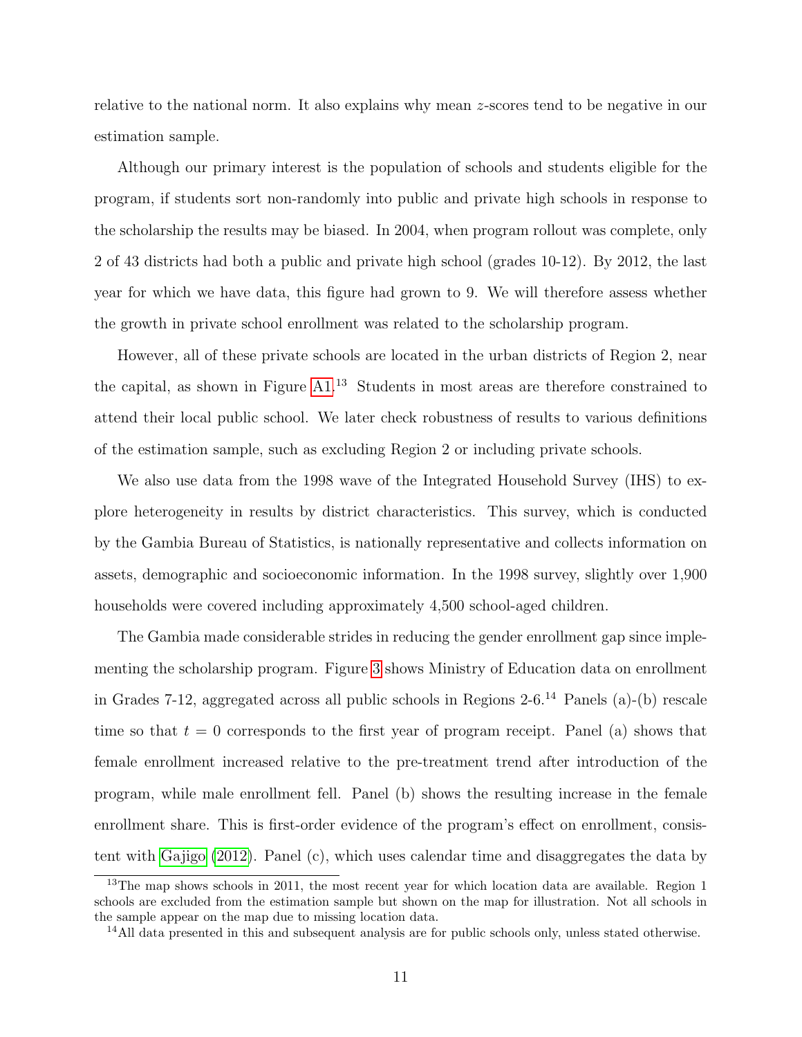relative to the national norm. It also explains why mean $z$-scores tend to be negative in our estimation sample.

Although our primary interest is the population of schools and students eligible for the program, if students sort non-randomly into public and private high schools in response to the scholarship the results may be biased. In 2004, when program rollout was complete, only 2 of 43 districts had both a public and private high school (grades 10-12). By 2012, the last year for which we have data, this figure had grown to 9. We will therefore assess whether the growth in private school enrollment was related to the scholarship program.

However, all of these private schools are located in the urban districts of Region 2, near the capital, as shown in Figure A1.[13] Students in most areas are therefore constrained to attend their local public school. We later check robustness of results to various definitions of the estimation sample, such as excluding Region 2 or including private schools.

We also use data from the 1998 wave of the Integrated Household Survey (IHS) to explore heterogeneity in results by district characteristics. This survey, which is conducted by the Gambia Bureau of Statistics, is nationally representative and collects information on assets, demographic and socioeconomic information. In the 1998 survey, slightly over 1,900 households were covered including approximately 4,500 school-aged children.

The Gambia made considerable strides in reducing the gender enrollment gap since implementing the scholarship program. Figure 3 shows Ministry of Education data on enrollment in Grades 7-12, aggregated across all public schools in Regions 2-6.[14] Panels (a)-(b) rescale time so that $t = 0$ corresponds to the first year of program receipt. Panel (a) shows that female enrollment increased relative to the pre-treatment trend after introduction of the program, while male enrollment fell. Panel (b) shows the resulting increase in the female enrollment share. This is first-order evidence of the program's effect on enrollment, consistent with Gajigo (2012). Panel (c), which uses calendar time and disaggregates the data by

[13] The map shows schools in 2011, the most recent year for which location data are available. Region 1 schools are excluded from the estimation sample but shown on the map for illustration. Not all schools in the sample appear on the map due to missing location data.

[14] All data presented in this and subsequent analysis are for public schools only, unless stated otherwise.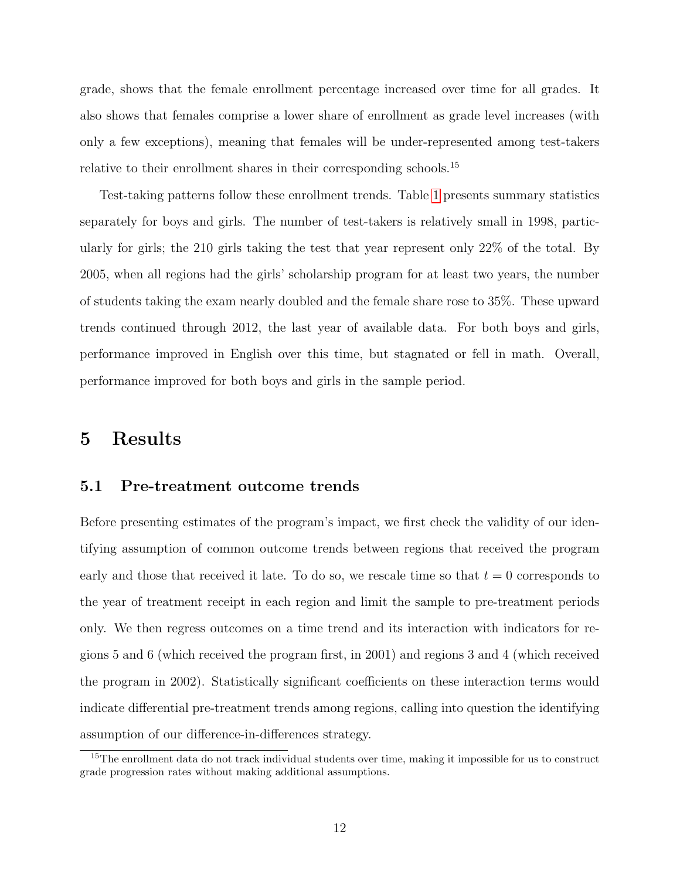grade, shows that the female enrollment percentage increased over time for all grades. It also shows that females comprise a lower share of enrollment as grade level increases (with only a few exceptions), meaning that females will be under-represented among test-takers relative to their enrollment shares in their corresponding schools.[15]

Test-taking patterns follow these enrollment trends. Table 1 presents summary statistics separately for boys and girls. The number of test-takers is relatively small in 1998, particularly for girls; the 210 girls taking the test that year represent only 22% of the total. By 2005, when all regions had the girls' scholarship program for at least two years, the number of students taking the exam nearly doubled and the female share rose to 35%. These upward trends continued through 2012, the last year of available data. For both boys and girls, performance improved in English over this time, but stagnated or fell in math. Overall, performance improved for both boys and girls in the sample period.

# 5 Results

## 5.1 Pre-treatment outcome trends

Before presenting estimates of the program's impact, we first check the validity of our identifying assumption of common outcome trends between regions that received the program early and those that received it late. To do so, we rescale time so that $t = 0$ corresponds to the year of treatment receipt in each region and limit the sample to pre-treatment periods only. We then regress outcomes on a time trend and its interaction with indicators for regions 5 and 6 (which received the program first, in 2001) and regions 3 and 4 (which received the program in 2002). Statistically significant coefficients on these interaction terms would indicate differential pre-treatment trends among regions, calling into question the identifying assumption of our difference-in-differences strategy.

[15] The enrollment data do not track individual students over time, making it impossible for us to construct grade progression rates without making additional assumptions.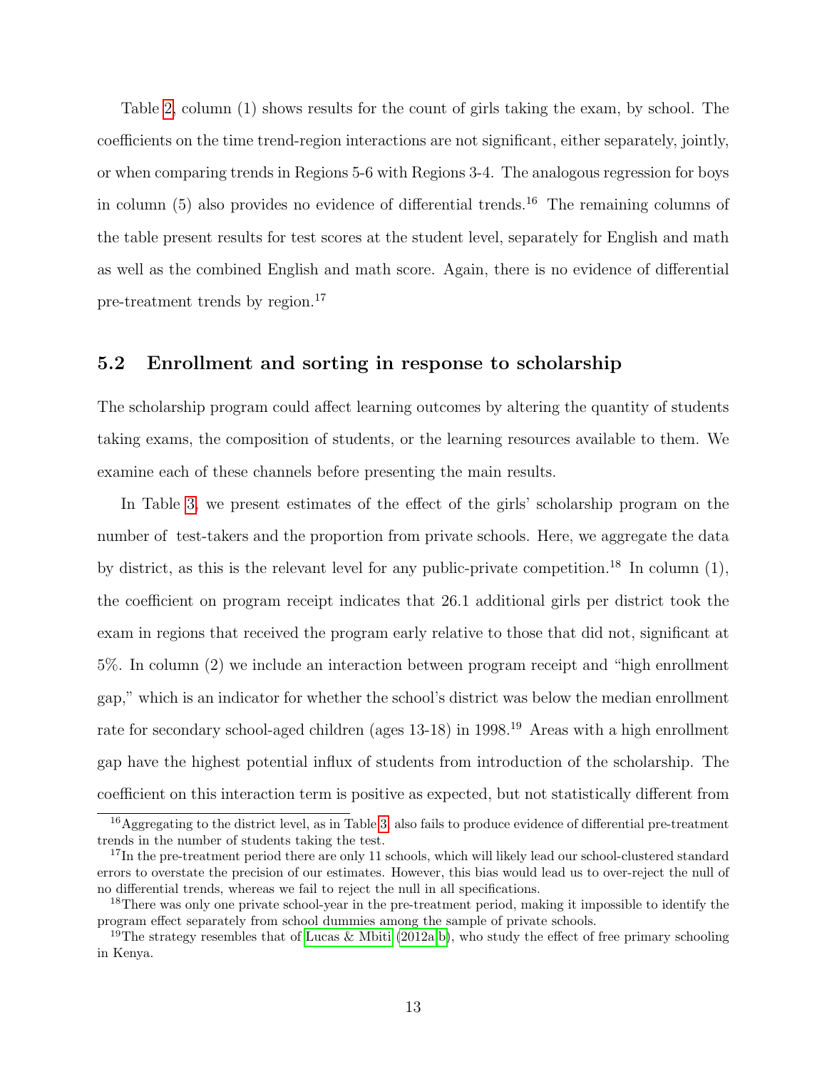Table 2, column (1) shows results for the count of girls taking the exam, by school. The coefficients on the time trend-region interactions are not significant, either separately, jointly, or when comparing trends in Regions 5-6 with Regions 3-4. The analogous regression for boys in column (5) also provides no evidence of differential trends.[16] The remaining columns of the table present results for test scores at the student level, separately for English and math as well as the combined English and math score. Again, there is no evidence of differential pre-treatment trends by region.[17]

## 5.2 Enrollment and sorting in response to scholarship

The scholarship program could affect learning outcomes by altering the quantity of students taking exams, the composition of students, or the learning resources available to them. We examine each of these channels before presenting the main results.

In Table 3, we present estimates of the effect of the girls' scholarship program on the number of test-takers and the proportion from private schools. Here, we aggregate the data by district, as this is the relevant level for any public-private competition.[18] In column (1), the coefficient on program receipt indicates that 26.1 additional girls per district took the exam in regions that received the program early relative to those that did not, significant at 5%. In column (2) we include an interaction between program receipt and "high enrollment gap," which is an indicator for whether the school's district was below the median enrollment rate for secondary school-aged children (ages 13-18) in 1998.[19] Areas with a high enrollment gap have the highest potential influx of students from introduction of the scholarship. The coefficient on this interaction term is positive as expected, but not statistically different from

[16] Aggregating to the district level, as in Table 3, also fails to produce evidence of differential pre-treatment trends in the number of students taking the test.

[17] In the pre-treatment period there are only 11 schools, which will likely lead our school-clustered standard errors to overstate the precision of our estimates. However, this bias would lead us to over-reject the null of no differential trends, whereas we fail to reject the null in all specifications.

[18] There was only one private school-year in the pre-treatment period, making it impossible to identify the program effect separately from school dummies among the sample of private schools.

[19] The strategy resembles that of Lucas & Mbiti (2012a,b), who study the effect of free primary schooling in Kenya.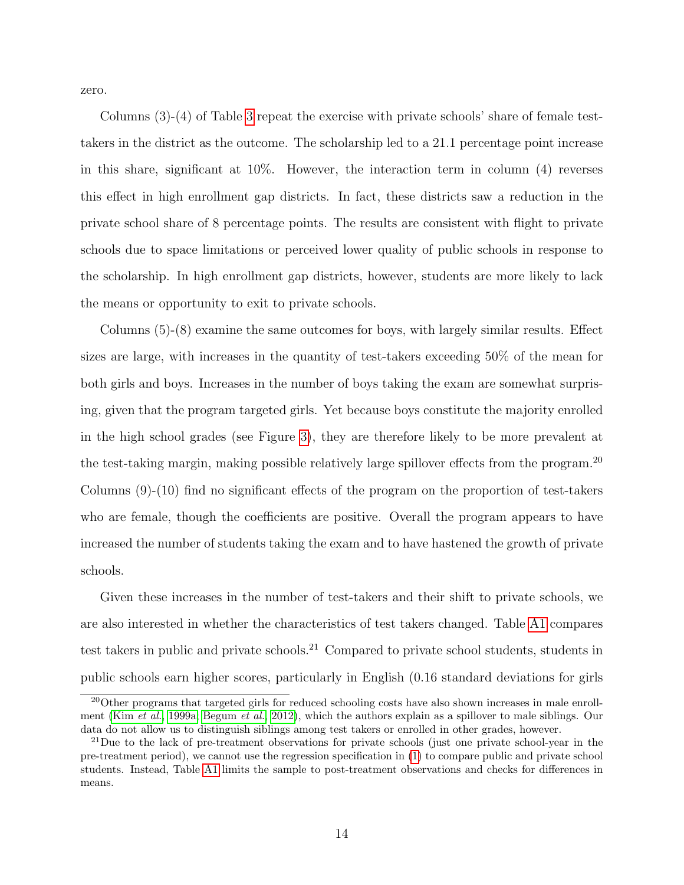zero.

Columns (3)-(4) of Table 3 repeat the exercise with private schools' share of female test-takers in the district as the outcome. The scholarship led to a 21.1 percentage point increase in this share, significant at 10%. However, the interaction term in column (4) reverses this effect in high enrollment gap districts. In fact, these districts saw a reduction in the private school share of 8 percentage points. The results are consistent with flight to private schools due to space limitations or perceived lower quality of public schools in response to the scholarship. In high enrollment gap districts, however, students are more likely to lack the means or opportunity to exit to private schools.

Columns (5)-(8) examine the same outcomes for boys, with largely similar results. Effect sizes are large, with increases in the quantity of test-takers exceeding 50% of the mean for both girls and boys. Increases in the number of boys taking the exam are somewhat surprising, given that the program targeted girls. Yet because boys constitute the majority enrolled in the high school grades (see Figure 3), they are therefore likely to be more prevalent at the test-taking margin, making possible relatively large spillover effects from the program.[20] Columns (9)-(10) find no significant effects of the program on the proportion of test-takers who are female, though the coefficients are positive. Overall the program appears to have increased the number of students taking the exam and to have hastened the growth of private schools.

Given these increases in the number of test-takers and their shift to private schools, we are also interested in whether the characteristics of test takers changed. Table A1 compares test takers in public and private schools.[21] Compared to private school students, students in public schools earn higher scores, particularly in English (0.16 standard deviations for girls

[20] Other programs that targeted girls for reduced schooling costs have also shown increases in male enrollment (Kim *et al.* 1999a, Begum *et al.* 2012), which the authors explain as a spillover to male siblings. Our data do not allow us to distinguish siblings among test takers or enrolled in other grades, however.

[21] Due to the lack of pre-treatment observations for private schools (just one private school-year in the pre-treatment period), we cannot use the regression specification in (1) to compare public and private school students. Instead, Table A1 limits the sample to post-treatment observations and checks for differences in means.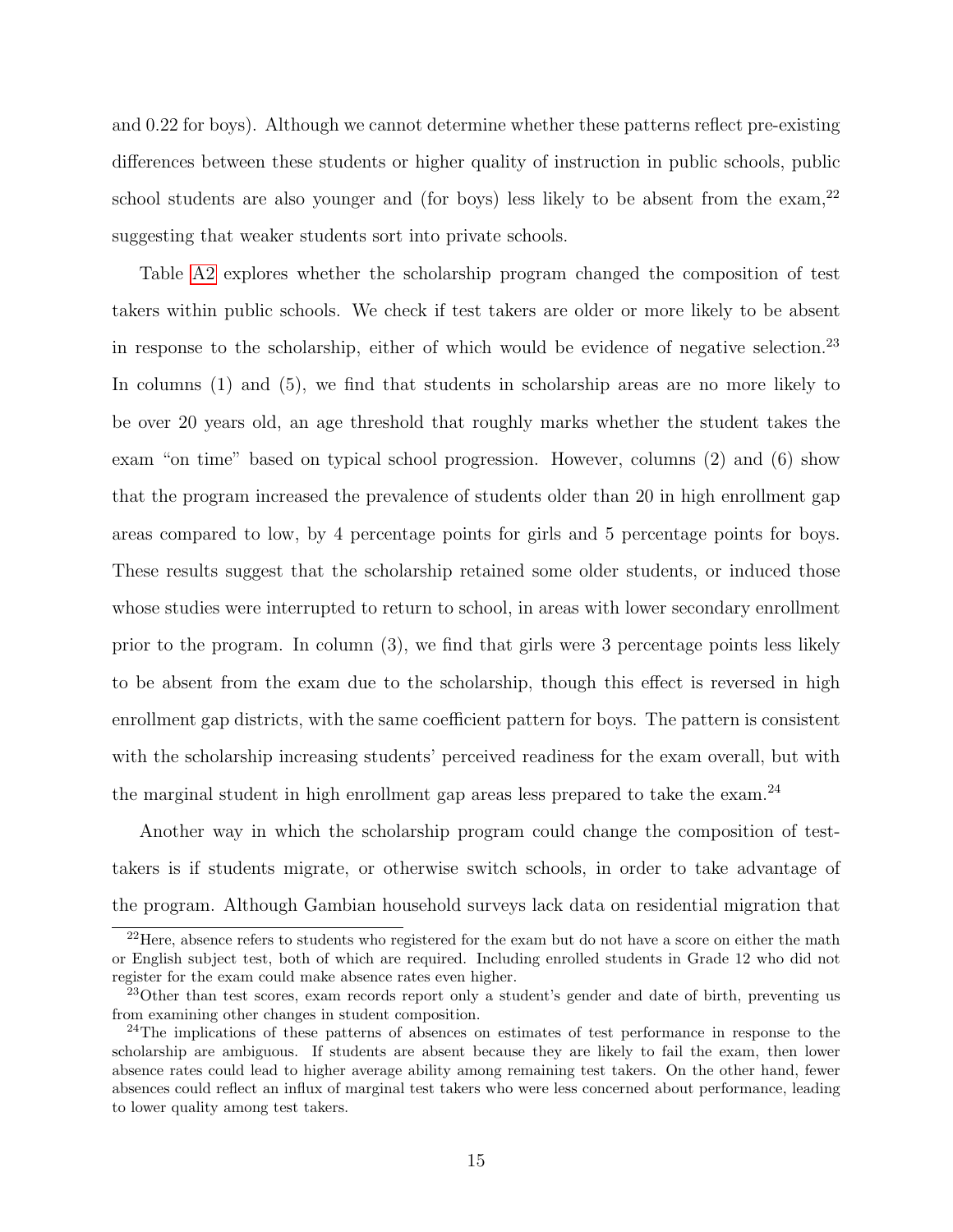and 0.22 for boys). Although we cannot determine whether these patterns reflect pre-existing differences between these students or higher quality of instruction in public schools, public school students are also younger and (for boys) less likely to be absent from the exam,[22] suggesting that weaker students sort into private schools.

Table A2 explores whether the scholarship program changed the composition of test takers within public schools. We check if test takers are older or more likely to be absent in response to the scholarship, either of which would be evidence of negative selection.[23] In columns (1) and (5), we find that students in scholarship areas are no more likely to be over 20 years old, an age threshold that roughly marks whether the student takes the exam "on time" based on typical school progression. However, columns (2) and (6) show that the program increased the prevalence of students older than 20 in high enrollment gap areas compared to low, by 4 percentage points for girls and 5 percentage points for boys. These results suggest that the scholarship retained some older students, or induced those whose studies were interrupted to return to school, in areas with lower secondary enrollment prior to the program. In column (3), we find that girls were 3 percentage points less likely to be absent from the exam due to the scholarship, though this effect is reversed in high enrollment gap districts, with the same coefficient pattern for boys. The pattern is consistent with the scholarship increasing students' perceived readiness for the exam overall, but with the marginal student in high enrollment gap areas less prepared to take the exam.[24]

Another way in which the scholarship program could change the composition of test-takers is if students migrate, or otherwise switch schools, in order to take advantage of the program. Although Gambian household surveys lack data on residential migration that

[22] Here, absence refers to students who registered for the exam but do not have a score on either the math or English subject test, both of which are required. Including enrolled students in Grade 12 who did not register for the exam could make absence rates even higher.

[23] Other than test scores, exam records report only a student's gender and date of birth, preventing us from examining other changes in student composition.

[24] The implications of these patterns of absences on estimates of test performance in response to the scholarship are ambiguous. If students are absent because they are likely to fail the exam, then lower absence rates could lead to higher average ability among remaining test takers. On the other hand, fewer absences could reflect an influx of marginal test takers who were less concerned about performance, leading to lower quality among test takers.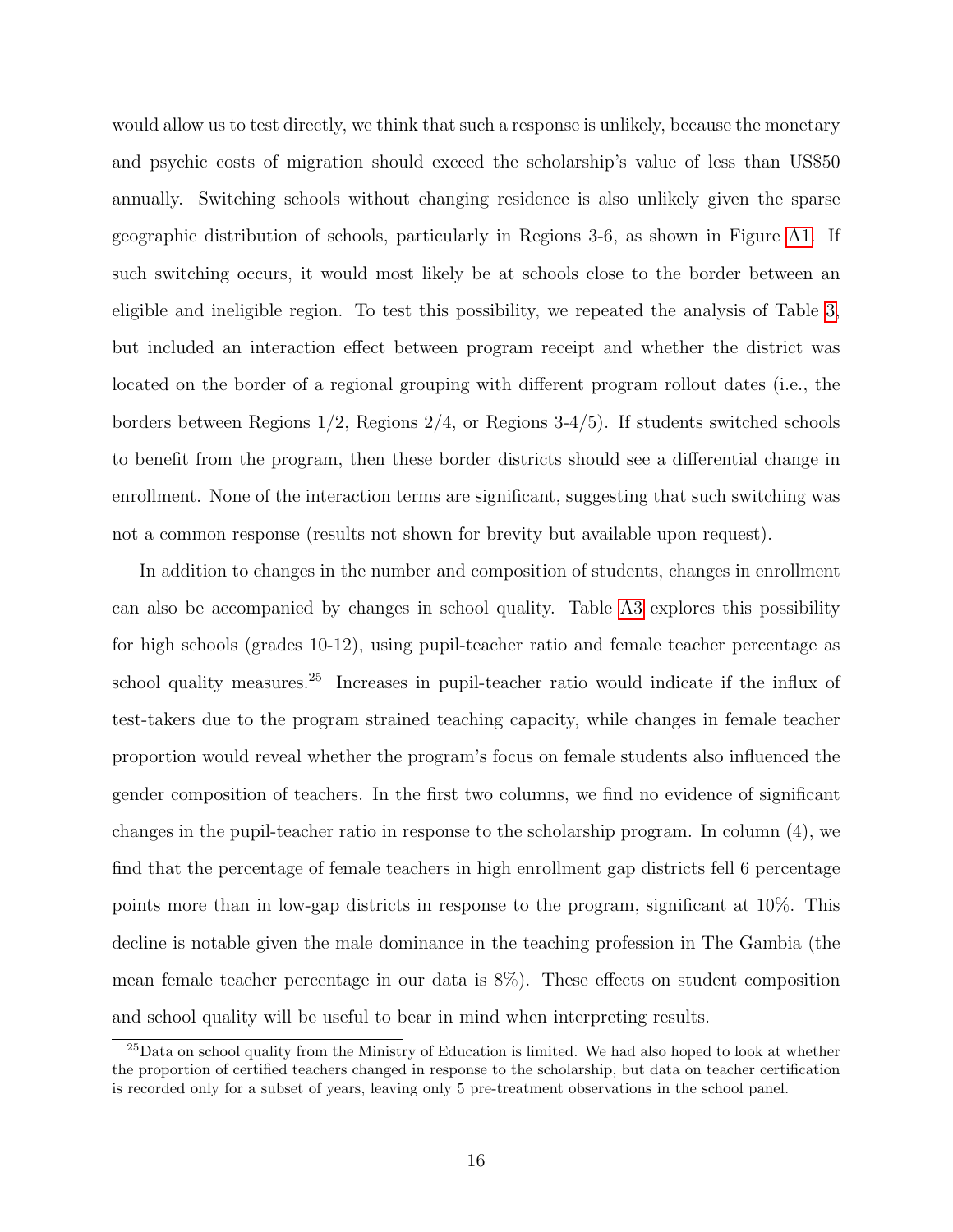would allow us to test directly, we think that such a response is unlikely, because the monetary and psychic costs of migration should exceed the scholarship's value of less than US$50 annually. Switching schools without changing residence is also unlikely given the sparse geographic distribution of schools, particularly in Regions 3-6, as shown in Figure A1. If such switching occurs, it would most likely be at schools close to the border between an eligible and ineligible region. To test this possibility, we repeated the analysis of Table 3, but included an interaction effect between program receipt and whether the district was located on the border of a regional grouping with different program rollout dates (i.e., the borders between Regions 1/2, Regions 2/4, or Regions 3-4/5). If students switched schools to benefit from the program, then these border districts should see a differential change in enrollment. None of the interaction terms are significant, suggesting that such switching was not a common response (results not shown for brevity but available upon request).

In addition to changes in the number and composition of students, changes in enrollment can also be accompanied by changes in school quality. Table A3 explores this possibility for high schools (grades 10-12), using pupil-teacher ratio and female teacher percentage as school quality measures.[25] Increases in pupil-teacher ratio would indicate if the influx of test-takers due to the program strained teaching capacity, while changes in female teacher proportion would reveal whether the program's focus on female students also influenced the gender composition of teachers. In the first two columns, we find no evidence of significant changes in the pupil-teacher ratio in response to the scholarship program. In column (4), we find that the percentage of female teachers in high enrollment gap districts fell 6 percentage points more than in low-gap districts in response to the program, significant at 10%. This decline is notable given the male dominance in the teaching profession in The Gambia (the mean female teacher percentage in our data is 8%). These effects on student composition and school quality will be useful to bear in mind when interpreting results.

[25] Data on school quality from the Ministry of Education is limited. We had also hoped to look at whether the proportion of certified teachers changed in response to the scholarship, but data on teacher certification is recorded only for a subset of years, leaving only 5 pre-treatment observations in the school panel.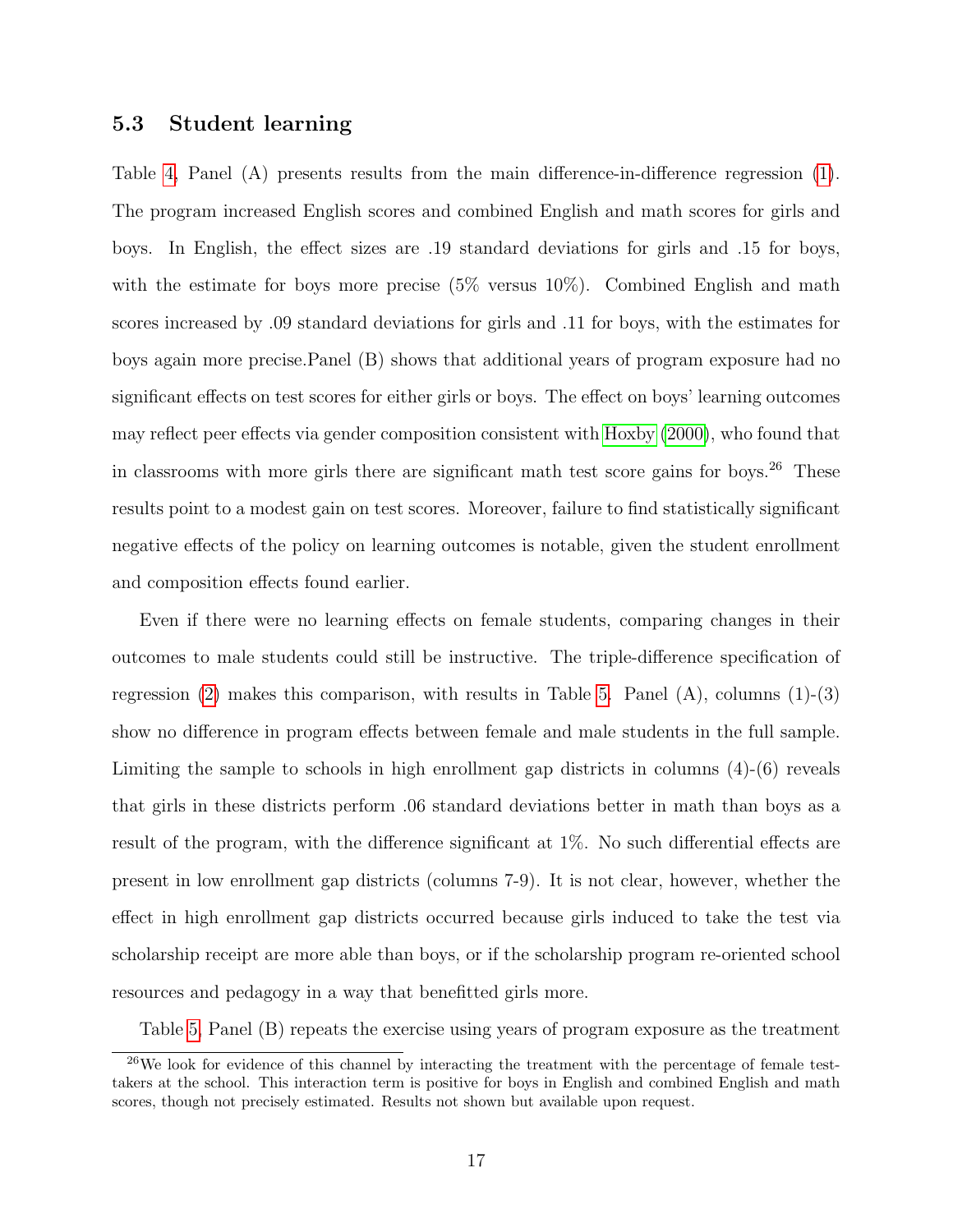### 5.3 Student learning

Table 4, Panel (A) presents results from the main difference-in-difference regression (1). The program increased English scores and combined English and math scores for girls and boys. In English, the effect sizes are .19 standard deviations for girls and .15 for boys, with the estimate for boys more precise (5% versus 10%). Combined English and math scores increased by .09 standard deviations for girls and .11 for boys, with the estimates for boys again more precise.Panel (B) shows that additional years of program exposure had no significant effects on test scores for either girls or boys. The effect on boys' learning outcomes may reflect peer effects via gender composition consistent with Hoxby (2000), who found that in classrooms with more girls there are significant math test score gains for boys.[26] These results point to a modest gain on test scores. Moreover, failure to find statistically significant negative effects of the policy on learning outcomes is notable, given the student enrollment and composition effects found earlier.

Even if there were no learning effects on female students, comparing changes in their outcomes to male students could still be instructive. The triple-difference specification of regression (2) makes this comparison, with results in Table 5. Panel (A), columns (1)-(3) show no difference in program effects between female and male students in the full sample. Limiting the sample to schools in high enrollment gap districts in columns (4)-(6) reveals that girls in these districts perform .06 standard deviations better in math than boys as a result of the program, with the difference significant at 1%. No such differential effects are present in low enrollment gap districts (columns 7-9). It is not clear, however, whether the effect in high enrollment gap districts occurred because girls induced to take the test via scholarship receipt are more able than boys, or if the scholarship program re-oriented school resources and pedagogy in a way that benefitted girls more.

Table 5, Panel (B) repeats the exercise using years of program exposure as the treatment

[26] We look for evidence of this channel by interacting the treatment with the percentage of female test-takers at the school. This interaction term is positive for boys in English and combined English and math scores, though not precisely estimated. Results not shown but available upon request.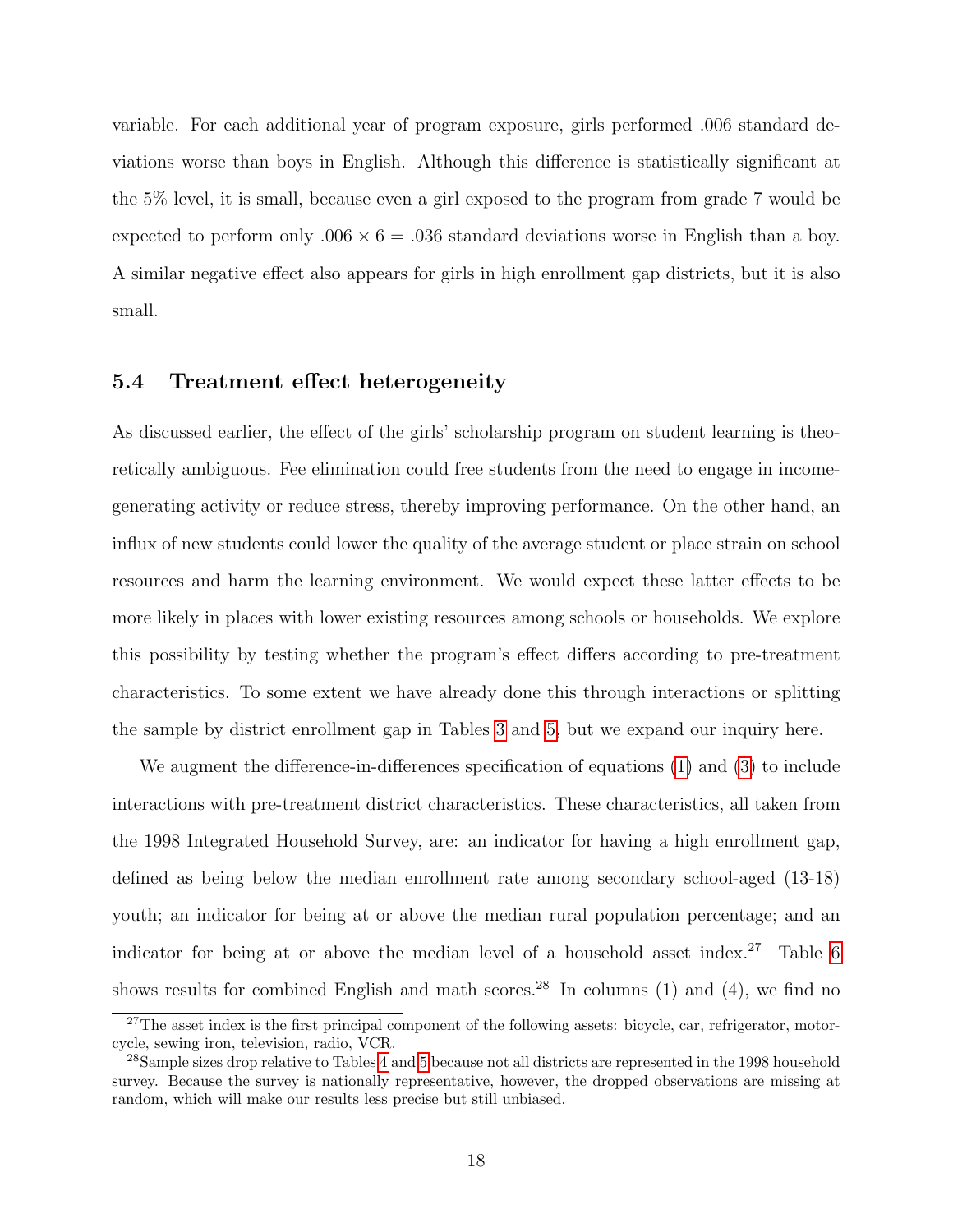variable. For each additional year of program exposure, girls performed .006 standard deviations worse than boys in English. Although this difference is statistically significant at the 5% level, it is small, because even a girl exposed to the program from grade 7 would be expected to perform only $.006 \times 6 = .036$ standard deviations worse in English than a boy. A similar negative effect also appears for girls in high enrollment gap districts, but it is also small.

### 5.4 Treatment effect heterogeneity

As discussed earlier, the effect of the girls' scholarship program on student learning is theoretically ambiguous. Fee elimination could free students from the need to engage in income-generating activity or reduce stress, thereby improving performance. On the other hand, an influx of new students could lower the quality of the average student or place strain on school resources and harm the learning environment. We would expect these latter effects to be more likely in places with lower existing resources among schools or households. We explore this possibility by testing whether the program's effect differs according to pre-treatment characteristics. To some extent we have already done this through interactions or splitting the sample by district enrollment gap in Tables 3 and 5, but we expand our inquiry here.

We augment the difference-in-differences specification of equations (1) and (3) to include interactions with pre-treatment district characteristics. These characteristics, all taken from the 1998 Integrated Household Survey, are: an indicator for having a high enrollment gap, defined as being below the median enrollment rate among secondary school-aged (13-18) youth; an indicator for being at or above the median rural population percentage; and an indicator for being at or above the median level of a household asset index.[27] Table 6 shows results for combined English and math scores.[28] In columns (1) and (4), we find no

[27]The asset index is the first principal component of the following assets: bicycle, car, refrigerator, motorcycle, sewing iron, television, radio, VCR.

[28]Sample sizes drop relative to Tables 4 and 5 because not all districts are represented in the 1998 household survey. Because the survey is nationally representative, however, the dropped observations are missing at random, which will make our results less precise but still unbiased.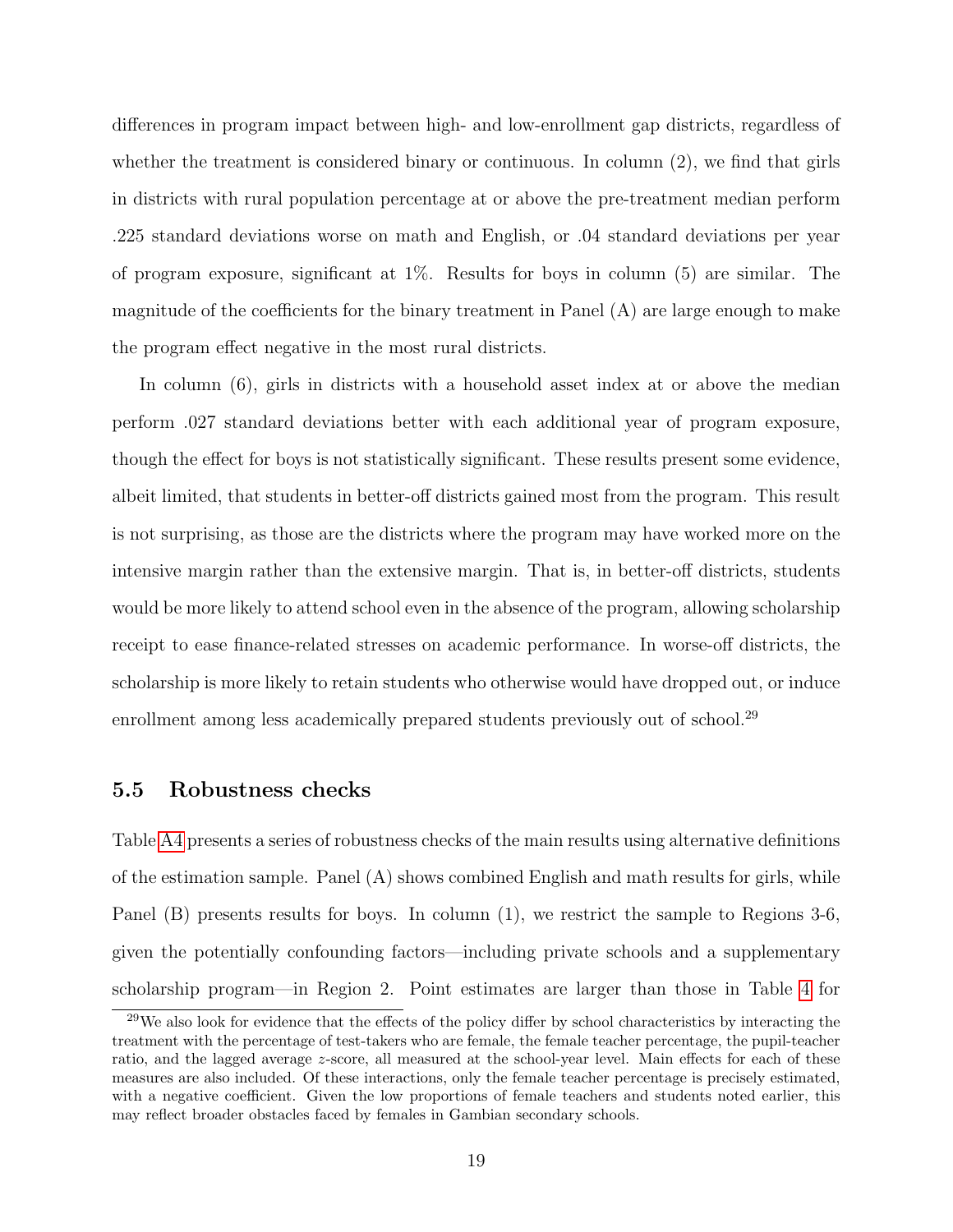differences in program impact between high- and low-enrollment gap districts, regardless of whether the treatment is considered binary or continuous. In column (2), we find that girls in districts with rural population percentage at or above the pre-treatment median perform .225 standard deviations worse on math and English, or .04 standard deviations per year of program exposure, significant at 1%. Results for boys in column (5) are similar. The magnitude of the coefficients for the binary treatment in Panel (A) are large enough to make the program effect negative in the most rural districts.

In column (6), girls in districts with a household asset index at or above the median perform .027 standard deviations better with each additional year of program exposure, though the effect for boys is not statistically significant. These results present some evidence, albeit limited, that students in better-off districts gained most from the program. This result is not surprising, as those are the districts where the program may have worked more on the intensive margin rather than the extensive margin. That is, in better-off districts, students would be more likely to attend school even in the absence of the program, allowing scholarship receipt to ease finance-related stresses on academic performance. In worse-off districts, the scholarship is more likely to retain students who otherwise would have dropped out, or induce enrollment among less academically prepared students previously out of school.[29]

### 5.5 Robustness checks

Table A4 presents a series of robustness checks of the main results using alternative definitions of the estimation sample. Panel (A) shows combined English and math results for girls, while Panel (B) presents results for boys. In column (1), we restrict the sample to Regions 3-6, given the potentially confounding factors—including private schools and a supplementary scholarship program—in Region 2. Point estimates are larger than those in Table 4 for

[29] We also look for evidence that the effects of the policy differ by school characteristics by interacting the treatment with the percentage of test-takers who are female, the female teacher percentage, the pupil-teacher ratio, and the lagged average $z$-score, all measured at the school-year level. Main effects for each of these measures are also included. Of these interactions, only the female teacher percentage is precisely estimated, with a negative coefficient. Given the low proportions of female teachers and students noted earlier, this may reflect broader obstacles faced by females in Gambian secondary schools.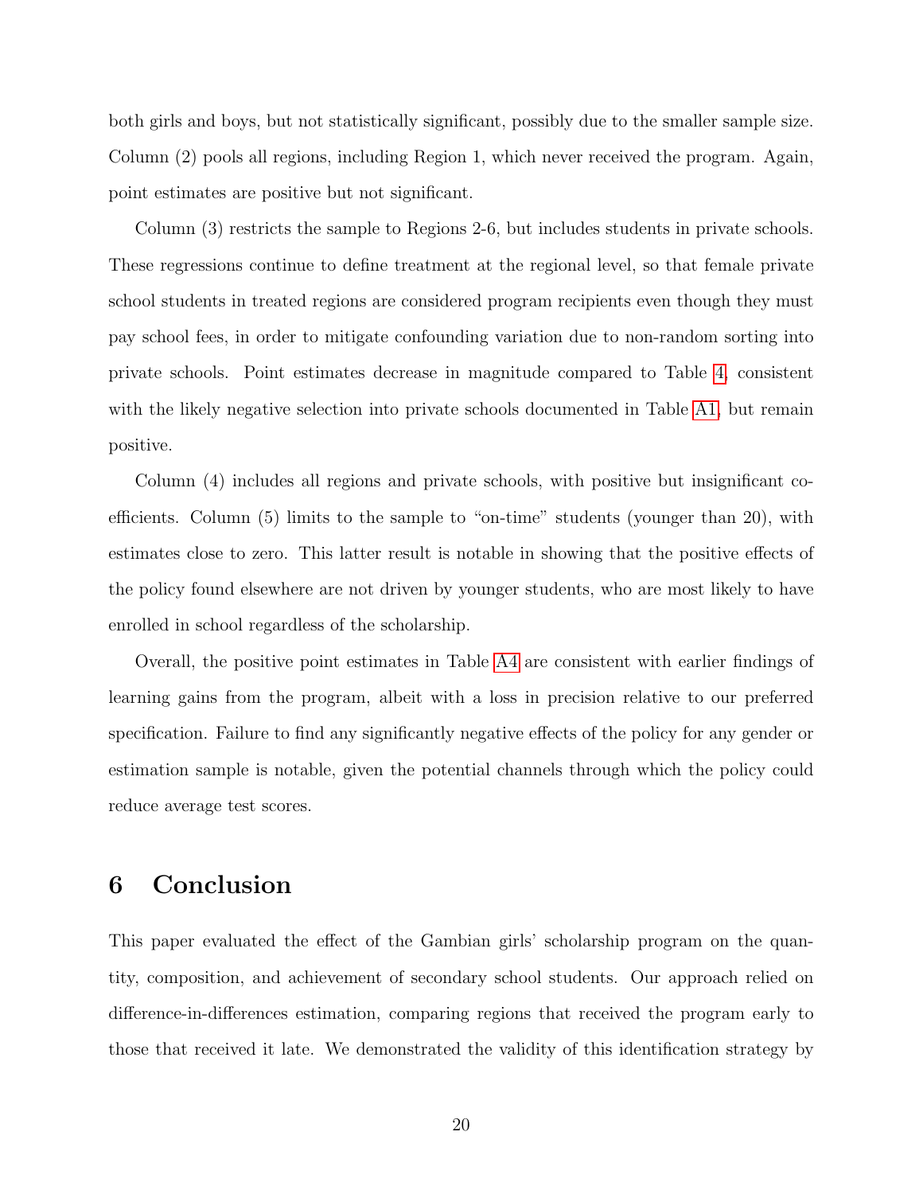both girls and boys, but not statistically significant, possibly due to the smaller sample size. Column (2) pools all regions, including Region 1, which never received the program. Again, point estimates are positive but not significant.

Column (3) restricts the sample to Regions 2-6, but includes students in private schools. These regressions continue to define treatment at the regional level, so that female private school students in treated regions are considered program recipients even though they must pay school fees, in order to mitigate confounding variation due to non-random sorting into private schools. Point estimates decrease in magnitude compared to Table 4, consistent with the likely negative selection into private schools documented in Table A1, but remain positive.

Column (4) includes all regions and private schools, with positive but insignificant coefficients. Column (5) limits to the sample to "on-time" students (younger than 20), with estimates close to zero. This latter result is notable in showing that the positive effects of the policy found elsewhere are not driven by younger students, who are most likely to have enrolled in school regardless of the scholarship.

Overall, the positive point estimates in Table A4 are consistent with earlier findings of learning gains from the program, albeit with a loss in precision relative to our preferred specification. Failure to find any significantly negative effects of the policy for any gender or estimation sample is notable, given the potential channels through which the policy could reduce average test scores.

# 6 Conclusion

This paper evaluated the effect of the Gambian girls' scholarship program on the quantity, composition, and achievement of secondary school students. Our approach relied on difference-in-differences estimation, comparing regions that received the program early to those that received it late. We demonstrated the validity of this identification strategy by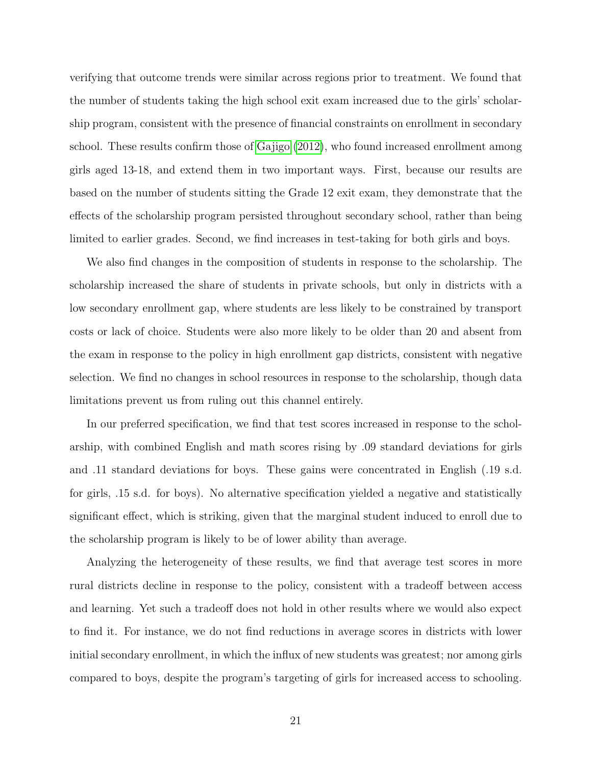verifying that outcome trends were similar across regions prior to treatment. We found that the number of students taking the high school exit exam increased due to the girls' scholarship program, consistent with the presence of financial constraints on enrollment in secondary school. These results confirm those of Gajigo (2012), who found increased enrollment among girls aged 13-18, and extend them in two important ways. First, because our results are based on the number of students sitting the Grade 12 exit exam, they demonstrate that the effects of the scholarship program persisted throughout secondary school, rather than being limited to earlier grades. Second, we find increases in test-taking for both girls and boys.

We also find changes in the composition of students in response to the scholarship. The scholarship increased the share of students in private schools, but only in districts with a low secondary enrollment gap, where students are less likely to be constrained by transport costs or lack of choice. Students were also more likely to be older than 20 and absent from the exam in response to the policy in high enrollment gap districts, consistent with negative selection. We find no changes in school resources in response to the scholarship, though data limitations prevent us from ruling out this channel entirely.

In our preferred specification, we find that test scores increased in response to the scholarship, with combined English and math scores rising by .09 standard deviations for girls and .11 standard deviations for boys. These gains were concentrated in English (.19 s.d. for girls, .15 s.d. for boys). No alternative specification yielded a negative and statistically significant effect, which is striking, given that the marginal student induced to enroll due to the scholarship program is likely to be of lower ability than average.

Analyzing the heterogeneity of these results, we find that average test scores in more rural districts decline in response to the policy, consistent with a tradeoff between access and learning. Yet such a tradeoff does not hold in other results where we would also expect to find it. For instance, we do not find reductions in average scores in districts with lower initial secondary enrollment, in which the influx of new students was greatest; nor among girls compared to boys, despite the program's targeting of girls for increased access to schooling.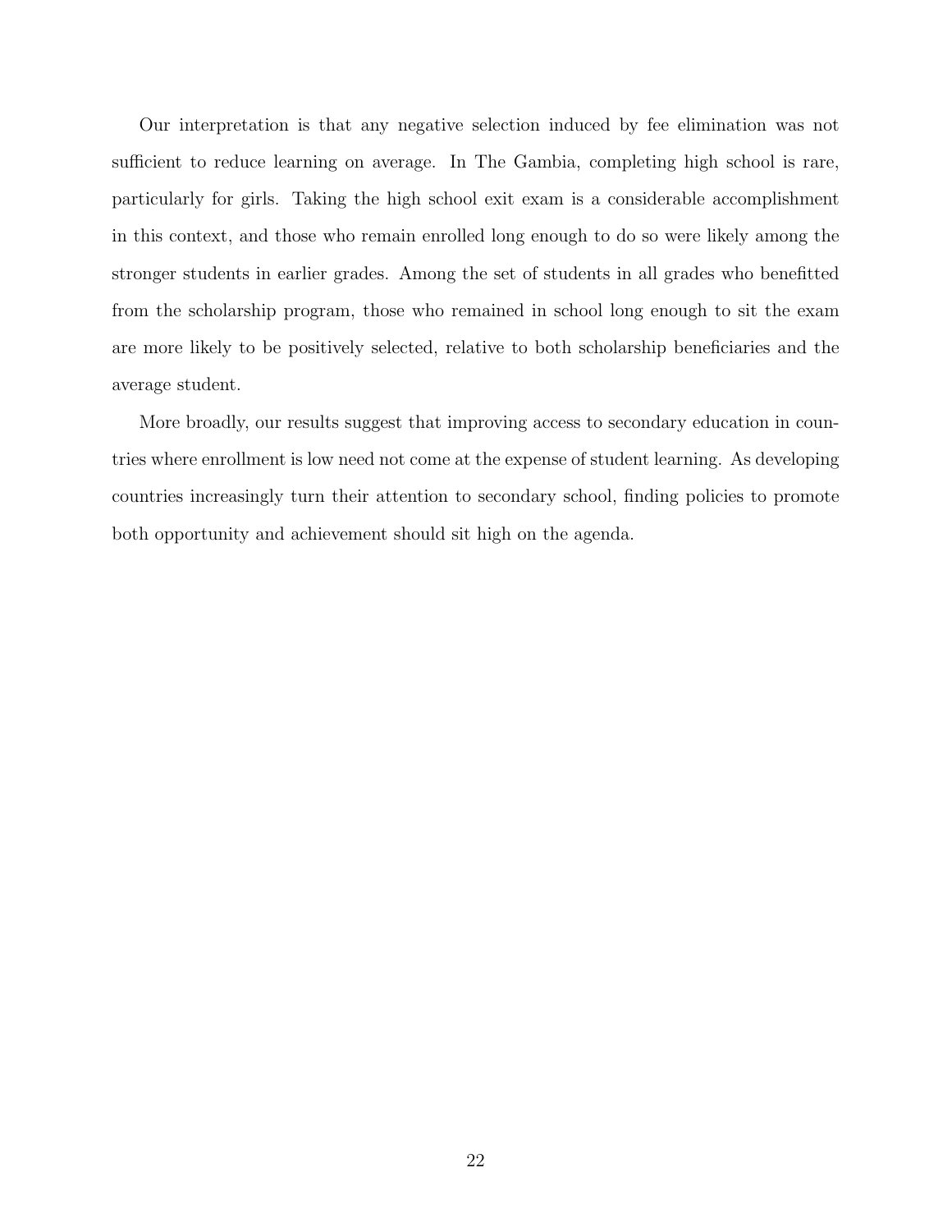Our interpretation is that any negative selection induced by fee elimination was not sufficient to reduce learning on average. In The Gambia, completing high school is rare, particularly for girls. Taking the high school exit exam is a considerable accomplishment in this context, and those who remain enrolled long enough to do so were likely among the stronger students in earlier grades. Among the set of students in all grades who benefitted from the scholarship program, those who remained in school long enough to sit the exam are more likely to be positively selected, relative to both scholarship beneficiaries and the average student.

More broadly, our results suggest that improving access to secondary education in countries where enrollment is low need not come at the expense of student learning. As developing countries increasingly turn their attention to secondary school, finding policies to promote both opportunity and achievement should sit high on the agenda.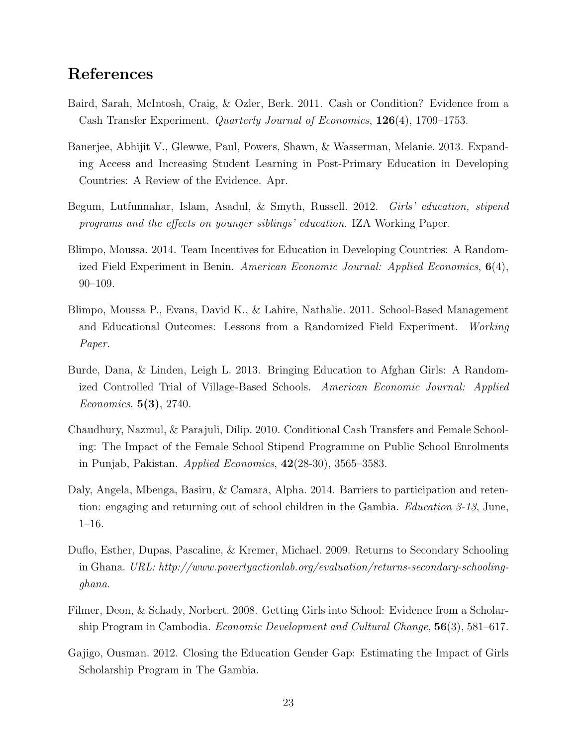## References

Baird, Sarah, McIntosh, Craig, & Ozler, Berk. 2011. Cash or Condition? Evidence from a Cash Transfer Experiment. *Quarterly Journal of Economics*, **126**(4), 1709–1753.

Banerjee, Abhijit V., Glewwe, Paul, Powers, Shawn, & Wasserman, Melanie. 2013. Expanding Access and Increasing Student Learning in Post-Primary Education in Developing Countries: A Review of the Evidence. Apr.

Begum, Lutfunnahar, Islam, Asadul, & Smyth, Russell. 2012. *Girls' education, stipend programs and the effects on younger siblings' education*. IZA Working Paper.

Blimpo, Moussa. 2014. Team Incentives for Education in Developing Countries: A Randomized Field Experiment in Benin. *American Economic Journal: Applied Economics*, **6**(4), 90–109.

Blimpo, Moussa P., Evans, David K., & Lahire, Nathalie. 2011. School-Based Management and Educational Outcomes: Lessons from a Randomized Field Experiment. *Working Paper*.

Burde, Dana, & Linden, Leigh L. 2013. Bringing Education to Afghan Girls: A Randomized Controlled Trial of Village-Based Schools. *American Economic Journal: Applied Economics*, **5(3)**, 2740.

Chaudhury, Nazmul, & Parajuli, Dilip. 2010. Conditional Cash Transfers and Female Schooling: The Impact of the Female School Stipend Programme on Public School Enrolments in Punjab, Pakistan. *Applied Economics*, **42**(28-30), 3565–3583.

Daly, Angela, Mbenga, Basiru, & Camara, Alpha. 2014. Barriers to participation and retention: engaging and returning out of school children in the Gambia. *Education 3-13*, June, 1–16.

Duflo, Esther, Dupas, Pascaline, & Kremer, Michael. 2009. Returns to Secondary Schooling in Ghana. *URL: http://www.povertyactionlab.org/evaluation/returns-secondary-schooling-ghana*.

Filmer, Deon, & Schady, Norbert. 2008. Getting Girls into School: Evidence from a Scholarship Program in Cambodia. *Economic Development and Cultural Change*, **56**(3), 581–617.

Gajigo, Ousman. 2012. Closing the Education Gender Gap: Estimating the Impact of Girls Scholarship Program in The Gambia.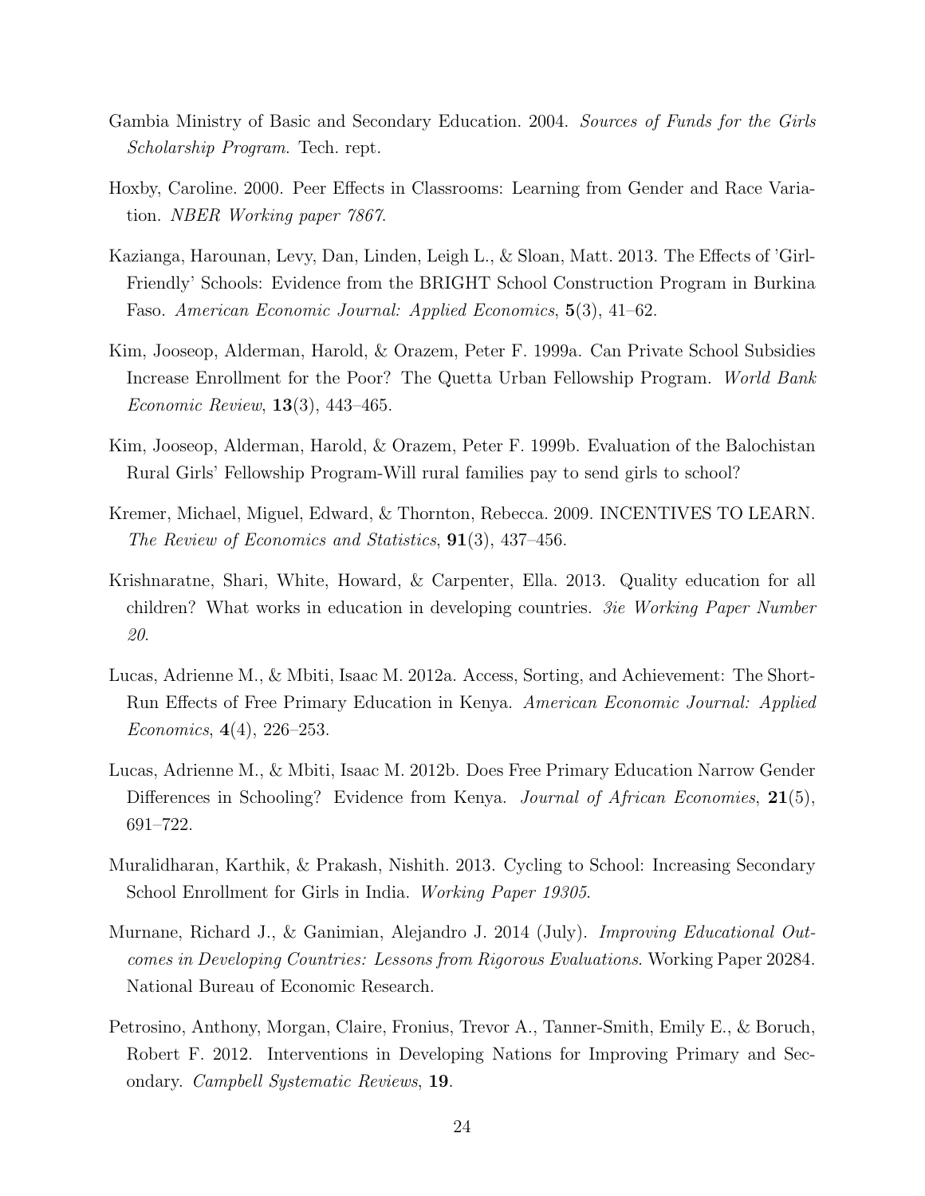Gambia Ministry of Basic and Secondary Education. 2004. *Sources of Funds for the Girls Scholarship Program*. Tech. rept.

Hoxby, Caroline. 2000. Peer Effects in Classrooms: Learning from Gender and Race Variation. *NBER Working paper 7867*.

Kazianga, Harounan, Levy, Dan, Linden, Leigh L., & Sloan, Matt. 2013. The Effects of 'Girl-Friendly' Schools: Evidence from the BRIGHT School Construction Program in Burkina Faso. *American Economic Journal: Applied Economics*, **5**(3), 41–62.

Kim, Jooseop, Alderman, Harold, & Orazem, Peter F. 1999a. Can Private School Subsidies Increase Enrollment for the Poor? The Quetta Urban Fellowship Program. *World Bank Economic Review*, **13**(3), 443–465.

Kim, Jooseop, Alderman, Harold, & Orazem, Peter F. 1999b. Evaluation of the Balochistan Rural Girls' Fellowship Program-Will rural families pay to send girls to school?

Kremer, Michael, Miguel, Edward, & Thornton, Rebecca. 2009. INCENTIVES TO LEARN. *The Review of Economics and Statistics*, **91**(3), 437–456.

Krishnaratne, Shari, White, Howard, & Carpenter, Ella. 2013. Quality education for all children? What works in education in developing countries. *3ie Working Paper Number 20*.

Lucas, Adrienne M., & Mbiti, Isaac M. 2012a. Access, Sorting, and Achievement: The Short-Run Effects of Free Primary Education in Kenya. *American Economic Journal: Applied Economics*, **4**(4), 226–253.

Lucas, Adrienne M., & Mbiti, Isaac M. 2012b. Does Free Primary Education Narrow Gender Differences in Schooling? Evidence from Kenya. *Journal of African Economies*, **21**(5), 691–722.

Muralidharan, Karthik, & Prakash, Nishith. 2013. Cycling to School: Increasing Secondary School Enrollment for Girls in India. *Working Paper 19305*.

Murnane, Richard J., & Ganimian, Alejandro J. 2014 (July). *Improving Educational Outcomes in Developing Countries: Lessons from Rigorous Evaluations*. Working Paper 20284. National Bureau of Economic Research.

Petrosino, Anthony, Morgan, Claire, Fronius, Trevor A., Tanner-Smith, Emily E., & Boruch, Robert F. 2012. Interventions in Developing Nations for Improving Primary and Secondary. *Campbell Systematic Reviews*, **19**.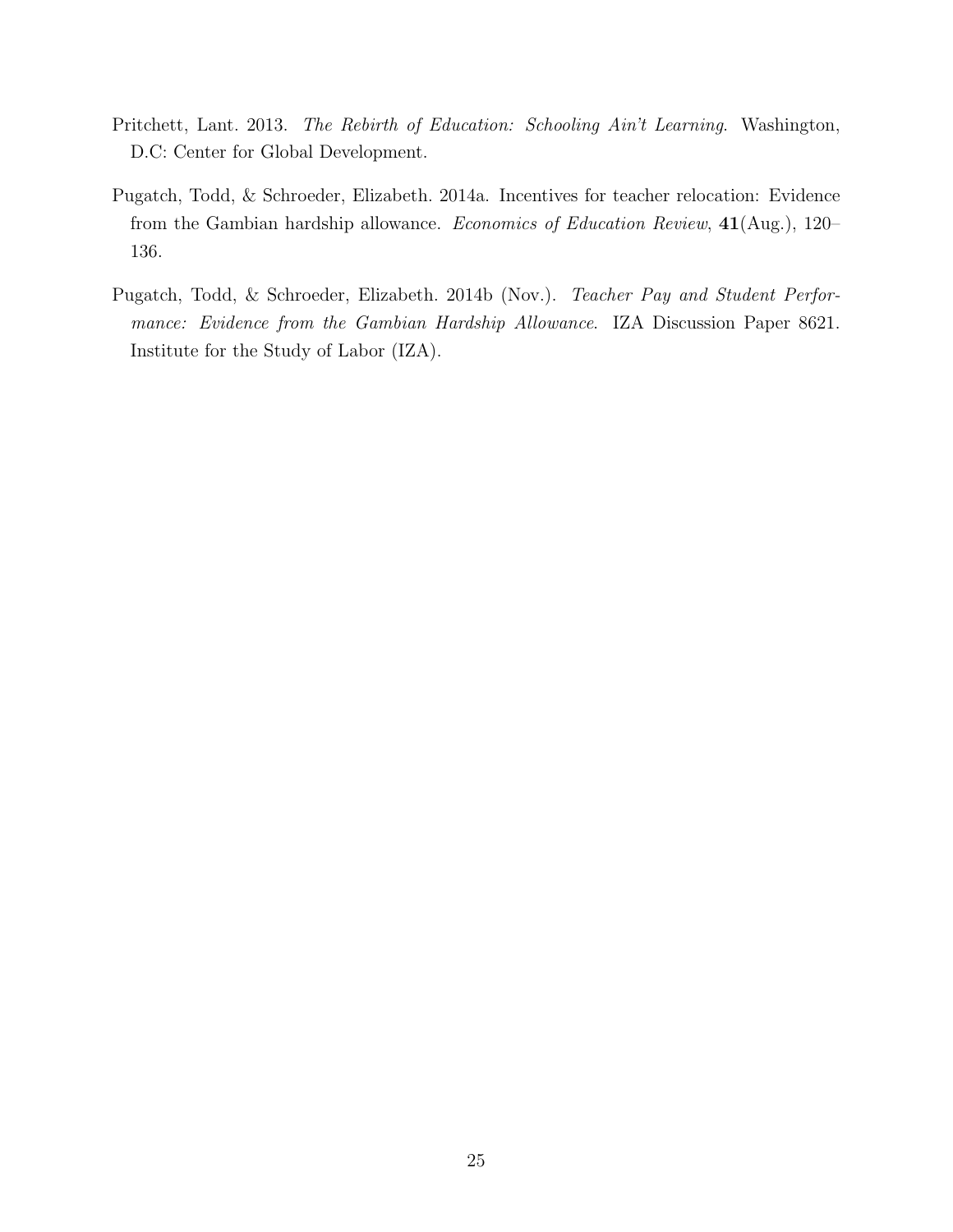Pritchett, Lant. 2013. *The Rebirth of Education: Schooling Ain't Learning*. Washington, D.C: Center for Global Development.

Pugatch, Todd, & Schroeder, Elizabeth. 2014a. Incentives for teacher relocation: Evidence from the Gambian hardship allowance. *Economics of Education Review*, **41**(Aug.), 120–136.

Pugatch, Todd, & Schroeder, Elizabeth. 2014b (Nov.). *Teacher Pay and Student Performance: Evidence from the Gambian Hardship Allowance*. IZA Discussion Paper 8621. Institute for the Study of Labor (IZA).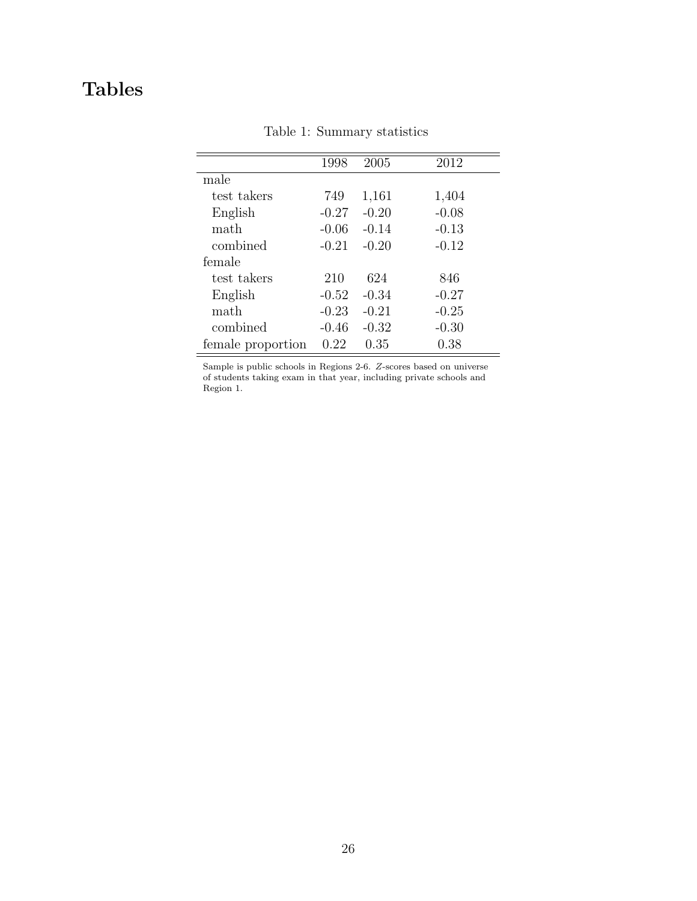# Tables

Table 1: Summary statistics

| | 1998 | 2005 | 2012 |
|---|---|---|---|
| male | | | |
| test takers | 749 | 1,161 | 1,404 |
| English | -0.27 | -0.20 | -0.08 |
| math | -0.06 | -0.14 | -0.13 |
| combined | -0.21 | -0.20 | -0.12 |
| female | | | |
| test takers | 210 | 624 | 846 |
| English | -0.52 | -0.34 | -0.27 |
| math | -0.23 | -0.21 | -0.25 |
| combined | -0.46 | -0.32 | -0.30 |
| female proportion | 0.22 | 0.35 | 0.38 |

Sample is public schools in Regions 2-6. $Z$-scores based on universe of students taking exam in that year, including private schools and Region 1.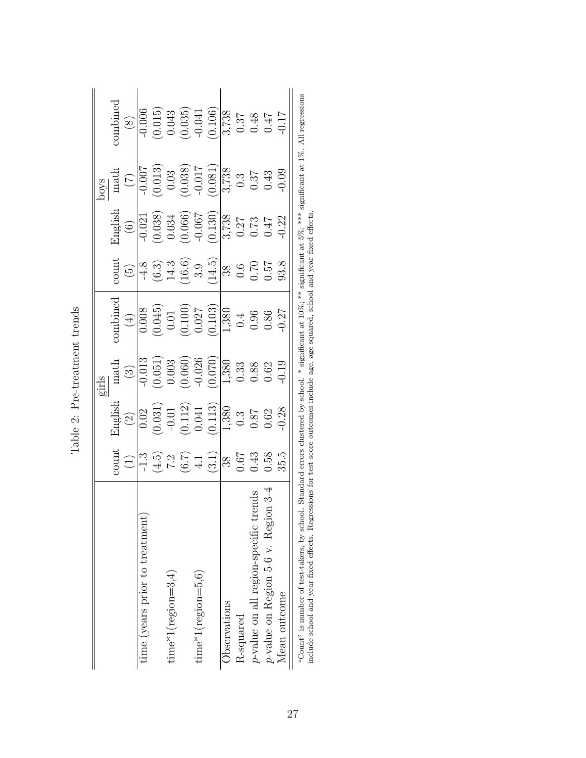Table 2: Pre-treatment trends

| | girls | | | | boys | | | |
|---|---|---|---|---|---|---|---|---|
| | count | English | math | combined | count | English | math | combined |
| | (1) | (2) | (3) | (4) | (5) | (6) | (7) | (8) |
| time (years prior to treatment) | -1.3 | 0.02 | -0.013 | 0.008 | -4.8 | -0.021 | -0.007 | -0.006 |
| | (4.5) | (0.031) | (0.051) | (0.045) | (6.3) | (0.038) | (0.013) | (0.015) |
| time*1(region=3,4) | 7.2 | -0.01 | 0.003 | 0.01 | 14.3 | 0.034 | 0.03 | 0.043 |
| | (6.7) | (0.112) | (0.060) | (0.100) | (16.6) | (0.066) | (0.038) | (0.035) |
| time*1(region=5,6) | 4.1 | 0.041 | -0.026 | 0.027 | 3.9 | -0.067 | -0.017 | -0.041 |
| | (3.1) | (0.113) | (0.070) | (0.103) | (14.5) | (0.130) | (0.081) | (0.106) |
| Observations | 38 | 1,380 | 1,380 | 1,380 | 38 | 3,738 | 3,738 | 3,738 |
| R-squared | 0.67 | 0.3 | 0.33 | 0.4 | 0.6 | 0.27 | 0.3 | 0.37 |
| *p*-value on all region-specific trends | 0.43 | 0.87 | 0.88 | 0.96 | 0.70 | 0.73 | 0.37 | 0.48 |
| *p*-value on Region 5-6 v. Region 3-4 | 0.58 | 0.62 | 0.62 | 0.86 | 0.57 | 0.47 | 0.43 | 0.47 |
| Mean outcome | 35.5 | -0.28 | -0.19 | -0.27 | 93.8 | -0.22 | -0.09 | -0.17 |

"Count" is number of test-takers, by school. Standard errors clustered by school. * significant at 10%; ** significant at 5%; *** significant at 1%. All regressions include school and year fixed effects. Regressions for test score outcomes include age, age squared, school and year fixed effects.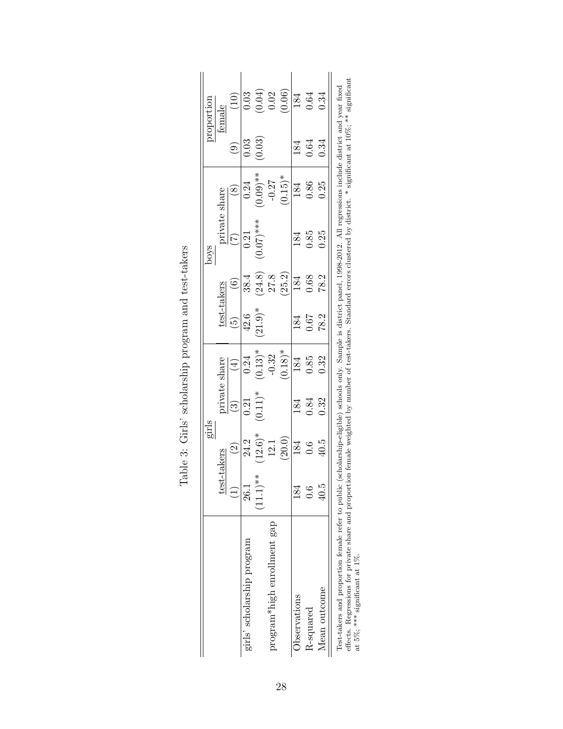Table 3: Girls' scholarship program and test-takers

| | girls | | | | boys | | | | proportion female | |
|---|---|---|---|---|---|---|---|---|---|---|
| | test-takers | | private share | | test-takers | | private share | | | |
| | (1) | (2) | (3) | (4) | (5) | (6) | (7) | (8) | (9) | (10) |
| girls' scholarship program | 26.1 | 24.2 | 0.21 | 0.24 | 42.6 | 38.4 | 0.21 | 0.24 | 0.03 | 0.03 |
| | (11.1)** | (12.6)* | (0.11)* | (0.13)* | (21.9)* | (24.8) | (0.07)*** | (0.09)** | (0.03) | (0.04) |
| program*high enrollment gap | | 12.1 | | -0.32 | | 27.8 | | -0.27 | | 0.02 |
| | | (20.0) | | (0.18)* | | (25.2) | | (0.15)* | | (0.06) |
| Observations | 184 | 184 | 184 | 184 | 184 | 184 | 184 | 184 | 184 | 184 |
| R-squared | 0.6 | 0.6 | 0.84 | 0.85 | 0.67 | 0.68 | 0.85 | 0.86 | 0.64 | 0.64 |
| Mean outcome | 40.5 | 40.5 | 0.32 | 0.32 | 78.2 | 78.2 | 0.25 | 0.25 | 0.34 | 0.34 |

Test-takers and proportion female refer to public (scholarship-eligible) schools only. Sample is district panel, 1998-2012. All regressions include district and year fixed effects. Regressions for private share and proportion female weighted by number of test-takers. Standard errors clustered by district. * significant at 10%; ** significant at 5%; *** significant at 1%.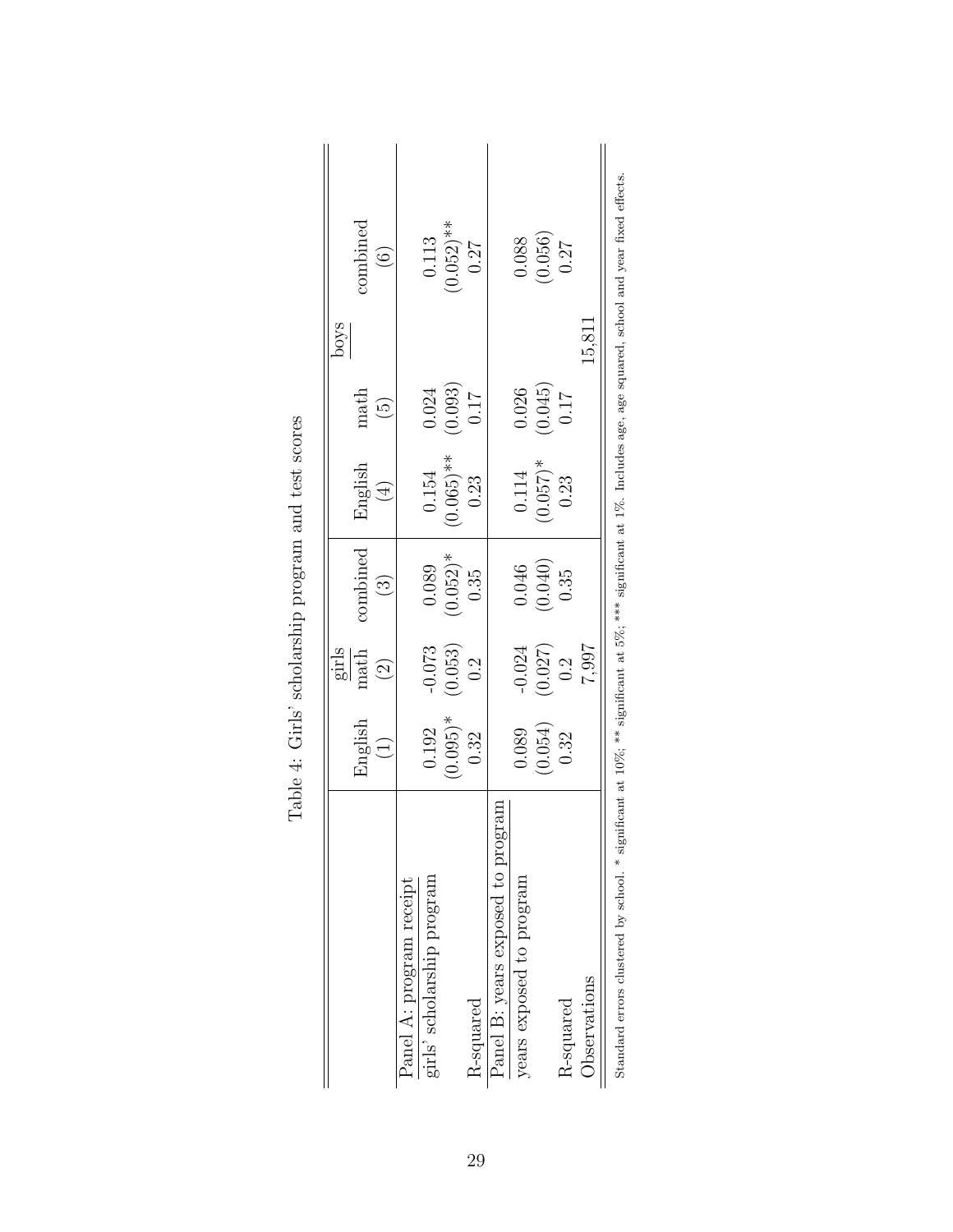Table 4: Girls' scholarship program and test scores

| | girls | | | boys | | |
|---|---|---|---|---|---|---|
| | English | math | combined | English | math | combined |
| | (1) | (2) | (3) | (4) | (5) | (6) |
| Panel A: program receipt | | | | | | |
| girls' scholarship program | 0.192 | -0.073 | 0.089 | 0.154 | 0.024 | 0.113 |
| | (0.095)* | (0.053) | (0.052)* | (0.065)** | (0.093) | (0.052)** |
| R-squared | 0.32 | 0.2 | 0.35 | 0.23 | 0.17 | 0.27 |
| Panel B: years exposed to program | | | | | | |
| years exposed to program | 0.089 | -0.024 | 0.046 | 0.114 | 0.026 | 0.088 |
| | (0.054) | (0.027) | (0.040) | (0.057)* | (0.045) | (0.056) |
| R-squared | 0.32 | 0.2 | 0.35 | 0.23 | 0.17 | 0.27 |
| Observations | | 7,997 | | | 15,811 | |

Standard errors clustered by school. * significant at 10%; ** significant at 5%; *** significant at 1%. Includes age, age squared, school and year fixed effects.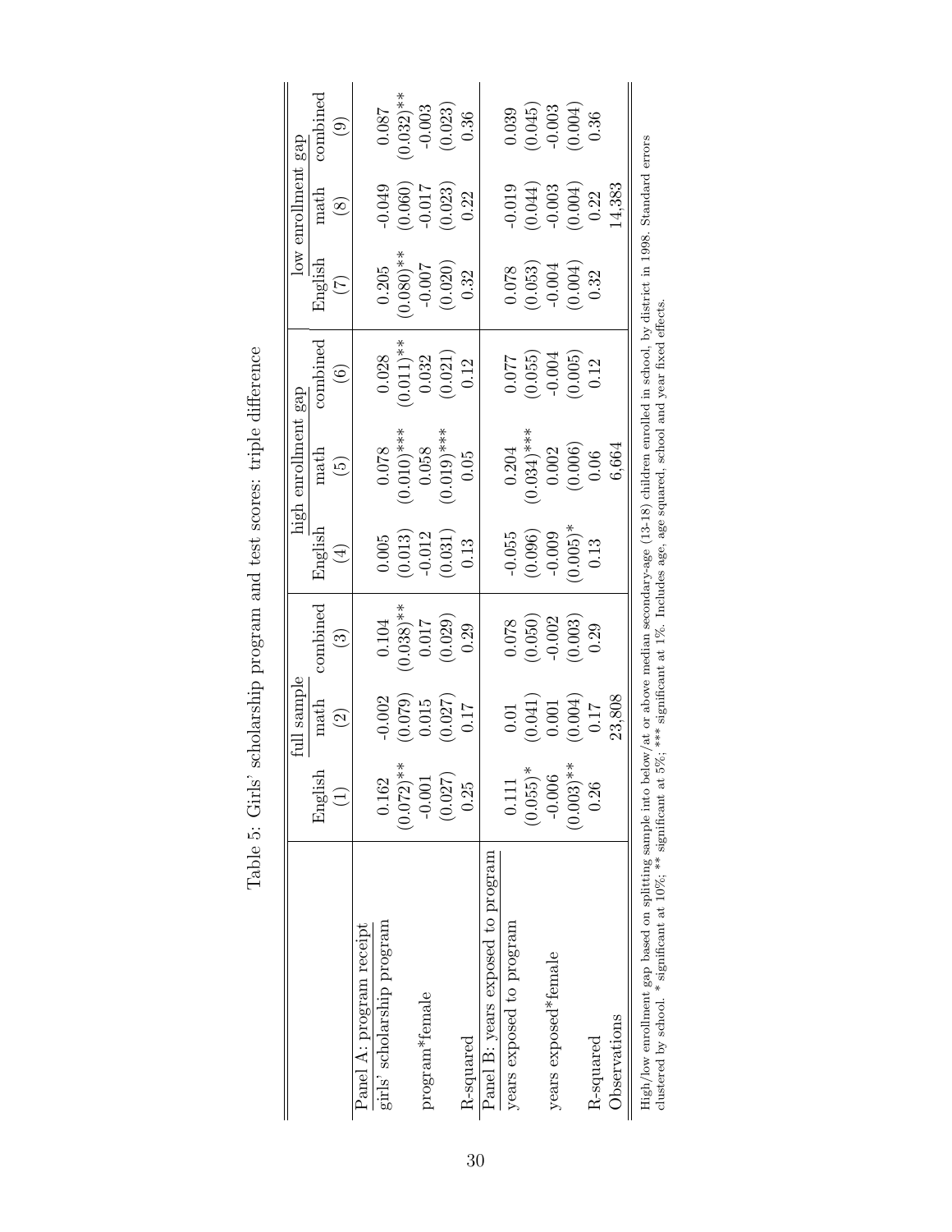Table 5: Girls' scholarship program and test scores: triple difference

| | full sample | | | high enrollment gap | | | low enrollment gap | | |
|---|---|---|---|---|---|---|---|---|---|
| | English | math | combined | English | math | combined | English | math | combined |
| | (1) | (2) | (3) | (4) | (5) | (6) | (7) | (8) | (9) |
| Panel A: program receipt | | | | | | | | | |
| girls' scholarship program | 0.162 | -0.002 | 0.104 | 0.005 | 0.078 | 0.028 | 0.205 | -0.049 | 0.087 |
| | (0.072)** | (0.079) | (0.038)** | (0.013) | (0.010)*** | (0.011)** | (0.080)** | (0.060) | (0.032)** |
| program*female | -0.001 | 0.015 | 0.017 | -0.012 | 0.058 | 0.032 | -0.007 | -0.017 | -0.003 |
| | (0.027) | (0.027) | (0.029) | (0.031) | (0.019)*** | (0.021) | (0.020) | (0.023) | (0.023) |
| R-squared | 0.25 | 0.17 | 0.29 | 0.13 | 0.05 | 0.12 | 0.32 | 0.22 | 0.36 |
| Panel B: years exposed to program | | | | | | | | | |
| years exposed to program | 0.111 | 0.01 | 0.078 | -0.055 | 0.204 | 0.077 | 0.078 | -0.019 | 0.039 |
| | (0.055)* | (0.041) | (0.050) | (0.096) | (0.034)*** | (0.055) | (0.053) | (0.044) | (0.045) |
| years exposed*female | -0.006 | 0.001 | -0.002 | -0.009 | 0.002 | -0.004 | -0.004 | -0.003 | -0.003 |
| | (0.003)** | (0.004) | (0.003) | (0.005)* | (0.006) | (0.005) | (0.004) | (0.004) | (0.004) |
| R-squared | 0.26 | 0.17 | 0.29 | 0.13 | 0.06 | 0.12 | 0.32 | 0.22 | 0.36 |
| Observations | | 23,808 | | | 6,664 | | | 14,383 | |

High/low enrollment gap based on splitting sample into below/at or above median secondary-age (13-18) children enrolled in school, by district in 1998. Standard errors clustered by school. * significant at 10%; ** significant at 5%; *** significant at 1%. Includes age, age squared, school and year fixed effects.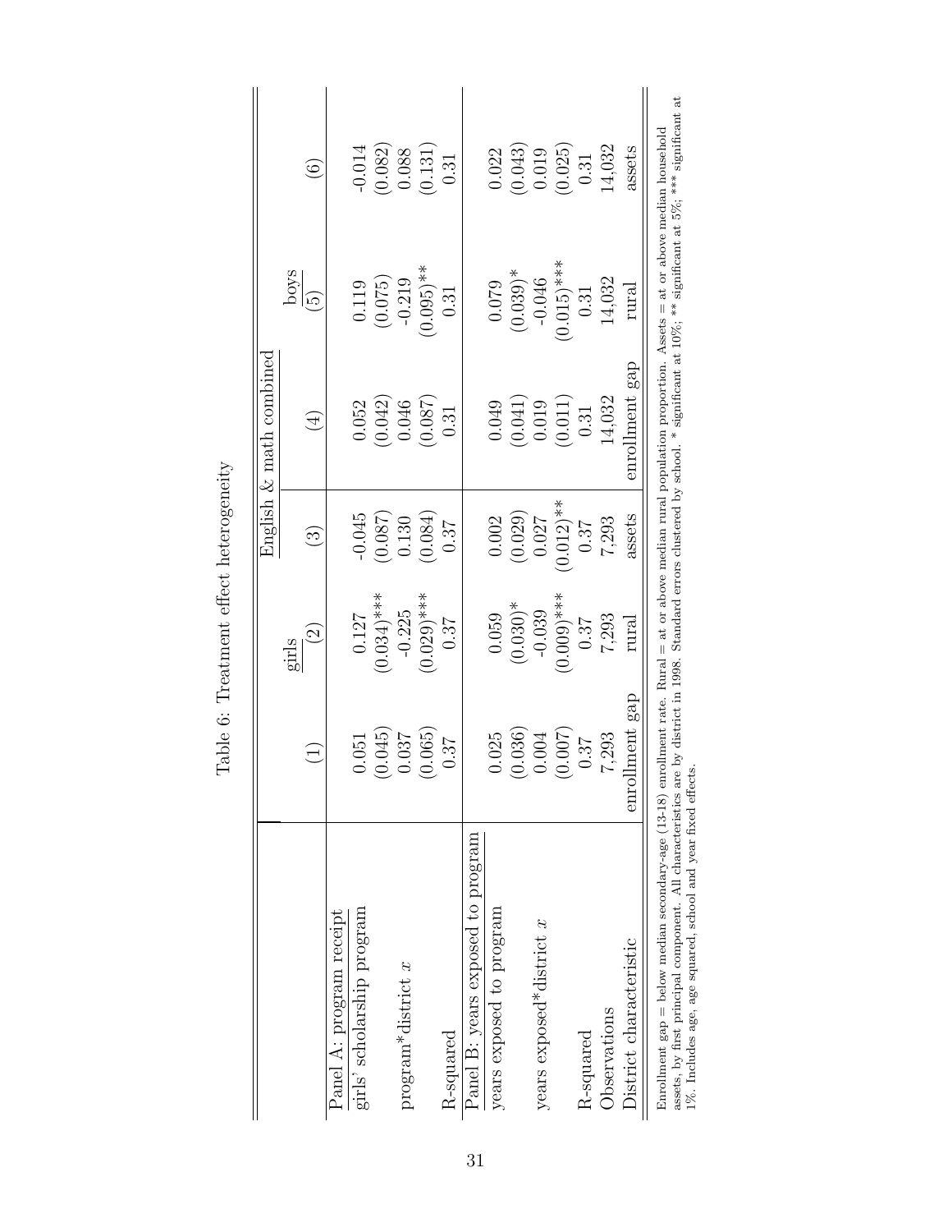# Table 6: Treatment effect heterogeneity

| | English & math combined | | | | | |
|---|---|---|---|---|---|---|
| | girls | | | boys | | |
| | (1) | (2) | (3) | (4) | (5) | (6) |
| Panel A: program receipt | | | | | | |
| girls' scholarship program | 0.051 | 0.127 | -0.045 | 0.052 | 0.119 | -0.014 |
| | (0.045) | (0.034)*** | (0.087) | (0.042) | (0.075) | (0.082) |
| program*district $x$ | 0.037 | -0.225 | 0.130 | 0.046 | -0.219 | 0.088 |
| | (0.065) | (0.029)*** | (0.084) | (0.087) | (0.095)** | (0.131) |
| R-squared | 0.37 | 0.37 | 0.37 | 0.31 | 0.31 | 0.31 |
| Panel B: years exposed to program | | | | | | |
| years exposed to program | 0.025 | 0.059 | 0.002 | 0.049 | 0.079 | 0.022 |
| | (0.036) | (0.030)* | (0.029) | (0.041) | (0.039)* | (0.043) |
| years exposed*district $x$ | 0.004 | -0.039 | 0.027 | 0.019 | -0.046 | 0.019 |
| | (0.007) | (0.009)*** | (0.012)** | (0.011) | (0.015)*** | (0.025) |
| R-squared | 0.37 | 0.37 | 0.37 | 0.31 | 0.31 | 0.31 |
| Observations | 7,293 | 7,293 | 7,293 | 14,032 | 14,032 | 14,032 |
| District characteristic | enrollment gap | rural | assets | enrollment gap | rural | assets |

Enrollment gap = below median secondary-age (13-18) enrollment rate. Rural = at or above median rural population proportion. Assets = at or above median household assets, by first principal component. All characteristics are by district in 1998. Standard errors clustered by school. * significant at 10%; ** significant at 5%; *** significant at 1%. Includes age, age squared, school and year fixed effects.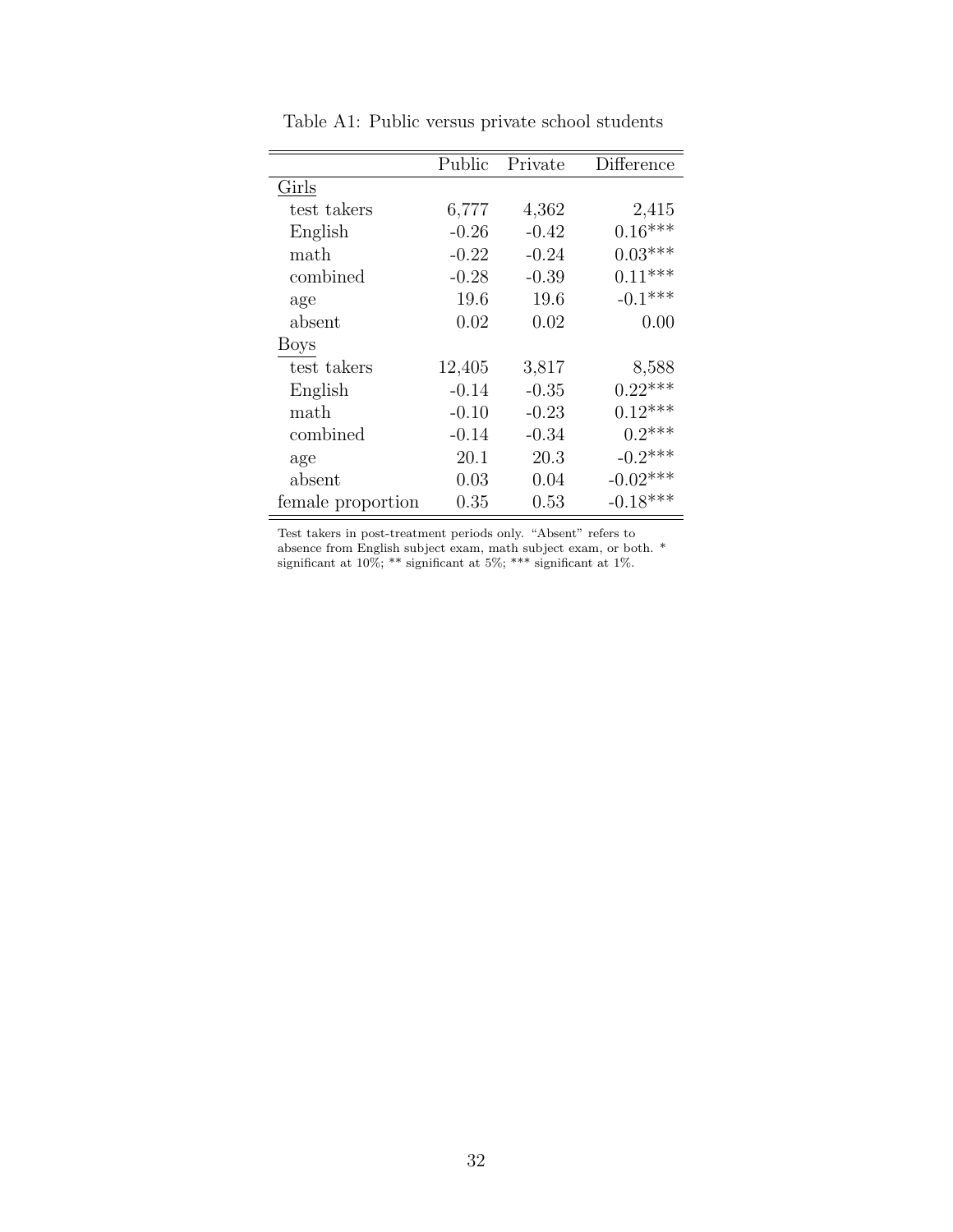Table A1: Public versus private school students

| | Public | Private | Difference |
|---|---|---|---|
| Girls | | | |
| test takers | 6,777 | 4,362 | 2,415 |
| English | -0.26 | -0.42 | 0.16*** |
| math | -0.22 | -0.24 | 0.03*** |
| combined | -0.28 | -0.39 | 0.11*** |
| age | 19.6 | 19.6 | -0.1*** |
| absent | 0.02 | 0.02 | 0.00 |
| Boys | | | |
| test takers | 12,405 | 3,817 | 8,588 |
| English | -0.14 | -0.35 | 0.22*** |
| math | -0.10 | -0.23 | 0.12*** |
| combined | -0.14 | -0.34 | 0.2*** |
| age | 20.1 | 20.3 | -0.2*** |
| absent | 0.03 | 0.04 | -0.02*** |
| female proportion | 0.35 | 0.53 | -0.18*** |

Test takers in post-treatment periods only. "Absent" refers to absence from English subject exam, math subject exam, or both. * significant at 10%; ** significant at 5%; *** significant at 1%.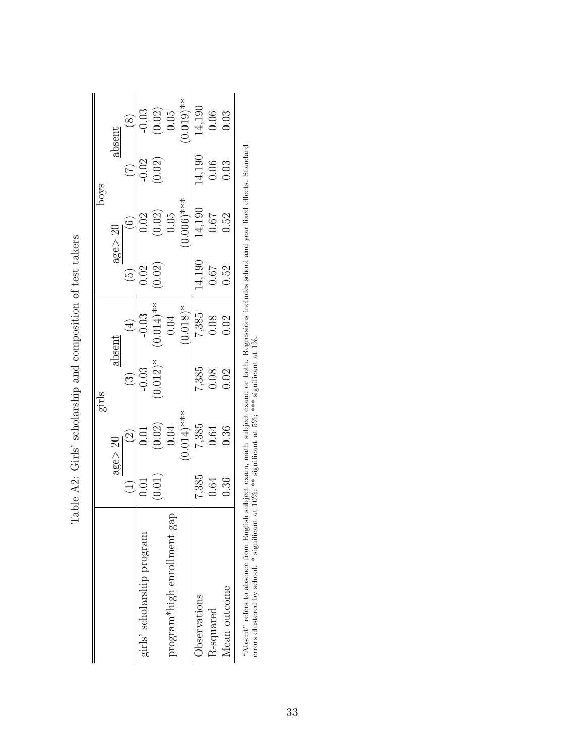Table A2: Girls' scholarship and composition of test takers

| | girls | | | | boys | | | |
|---|---|---|---|---|---|---|---|---|
| | age> 20 | | absent | | age> 20 | | absent | |
| | (1) | (2) | (3) | (4) | (5) | (6) | (7) | (8) |
| girls' scholarship program | 0.01 | 0.01 | -0.03 | -0.03 | 0.02 | 0.02 | -0.02 | -0.03 |
| | (0.01) | (0.02) | (0.012)* | (0.014)** | (0.02) | (0.02) | (0.02) | (0.02) |
| program*high enrollment gap | | 0.04 | | 0.04 | | 0.05 | | 0.05 |
| | | (0.014)*** | | (0.018)* | | (0.006)*** | | (0.019)** |
| Observations | 7,385 | 7,385 | 7,385 | 7,385 | 14,190 | 14,190 | 14,190 | 14,190 |
| R-squared | 0.64 | 0.64 | 0.08 | 0.08 | 0.67 | 0.67 | 0.06 | 0.06 |
| Mean outcome | 0.36 | 0.36 | 0.02 | 0.02 | 0.52 | 0.52 | 0.03 | 0.03 |

"Absent" refers to absence from English subject exam, math subject exam, or both. Regressions includes school and year fixed effects. Standard errors clustered by school. * significant at 10%; ** significant at 5%; *** significant at 1%.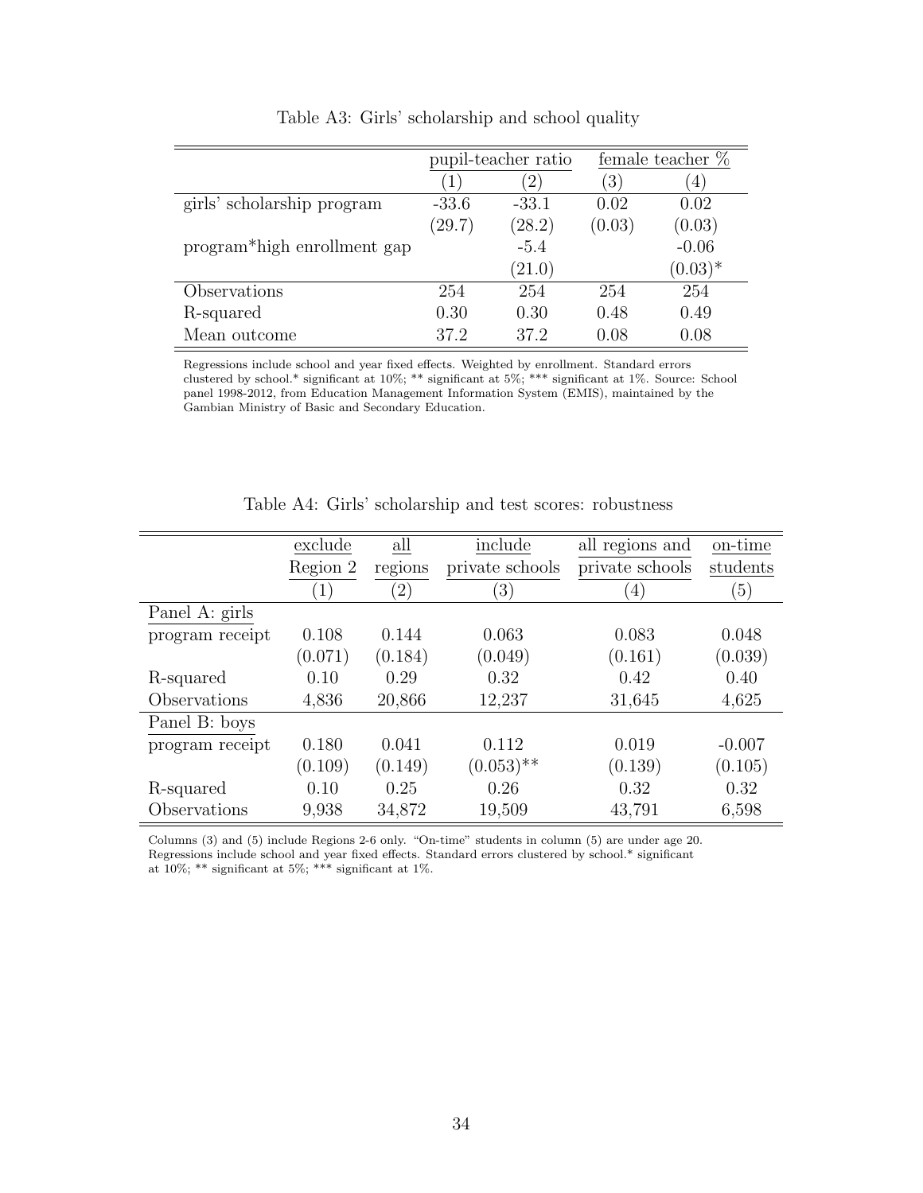Table A3: Girls' scholarship and school quality

| | pupil-teacher ratio | | female teacher % | |
|---|---|---|---|---|
| | (1) | (2) | (3) | (4) |
| girls' scholarship program | -33.6 | -33.1 | 0.02 | 0.02 |
| | (29.7) | (28.2) | (0.03) | (0.03) |
| program*high enrollment gap | | -5.4 | | -0.06 |
| | | (21.0) | | (0.03)* |
| Observations | 254 | 254 | 254 | 254 |
| R-squared | 0.30 | 0.30 | 0.48 | 0.49 |
| Mean outcome | 37.2 | 37.2 | 0.08 | 0.08 |

Regressions include school and year fixed effects. Weighted by enrollment. Standard errors clustered by school.* significant at 10%; ** significant at 5%; *** significant at 1%. Source: School panel 1998-2012, from Education Management Information System (EMIS), maintained by the Gambian Ministry of Basic and Secondary Education.

Table A4: Girls' scholarship and test scores: robustness

| | exclude Region 2 | all regions | include private schools | all regions and private schools | on-time students |
|---|---|---|---|---|---|
| | (1) | (2) | (3) | (4) | (5) |
| Panel A: girls | | | | | |
| program receipt | 0.108 | 0.144 | 0.063 | 0.083 | 0.048 |
| | (0.071) | (0.184) | (0.049) | (0.161) | (0.039) |
| R-squared | 0.10 | 0.29 | 0.32 | 0.42 | 0.40 |
| Observations | 4,836 | 20,866 | 12,237 | 31,645 | 4,625 |
| Panel B: boys | | | | | |
| program receipt | 0.180 | 0.041 | 0.112 | 0.019 | -0.007 |
| | (0.109) | (0.149) | (0.053)** | (0.139) | (0.105) |
| R-squared | 0.10 | 0.25 | 0.26 | 0.32 | 0.32 |
| Observations | 9,938 | 34,872 | 19,509 | 43,791 | 6,598 |

Columns (3) and (5) include Regions 2-6 only. "On-time" students in column (5) are under age 20. Regressions include school and year fixed effects. Standard errors clustered by school.* significant at 10%; ** significant at 5%; *** significant at 1%.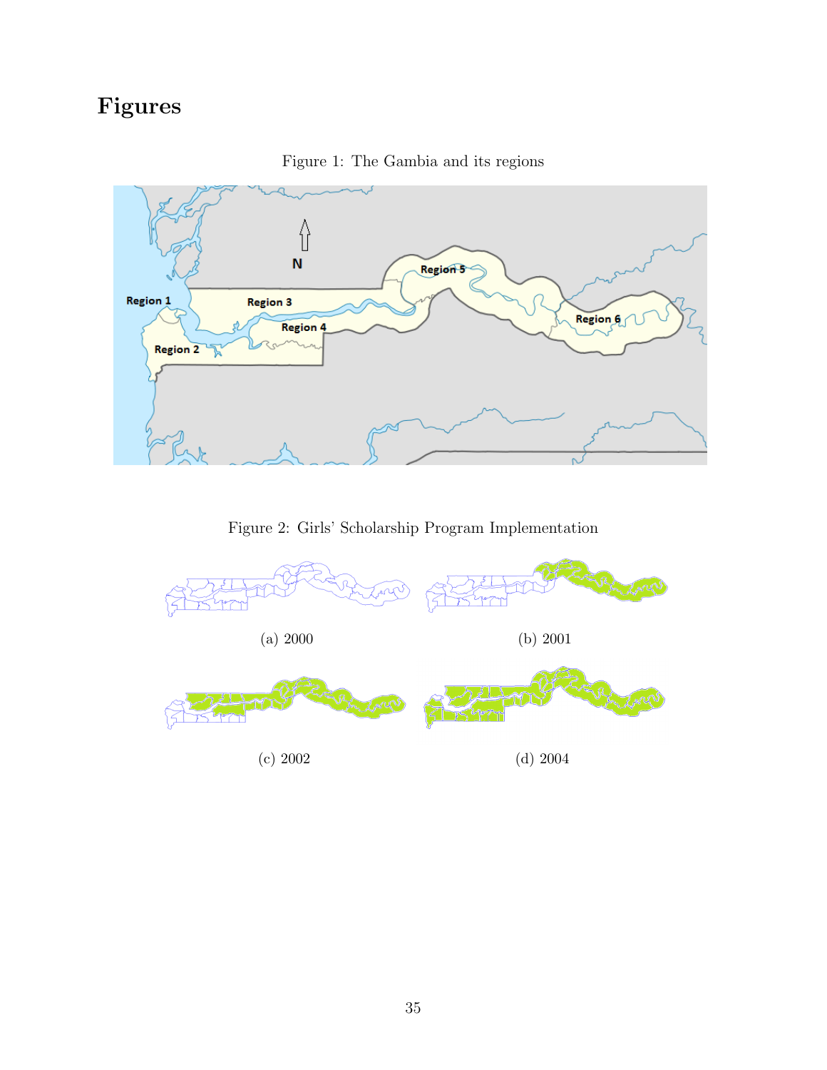# Figures

Figure 1: The Gambia and its regions

Figure 2: Girls' Scholarship Program Implementation

(a) 2000

(b) 2001

(c) 2002

(d) 2004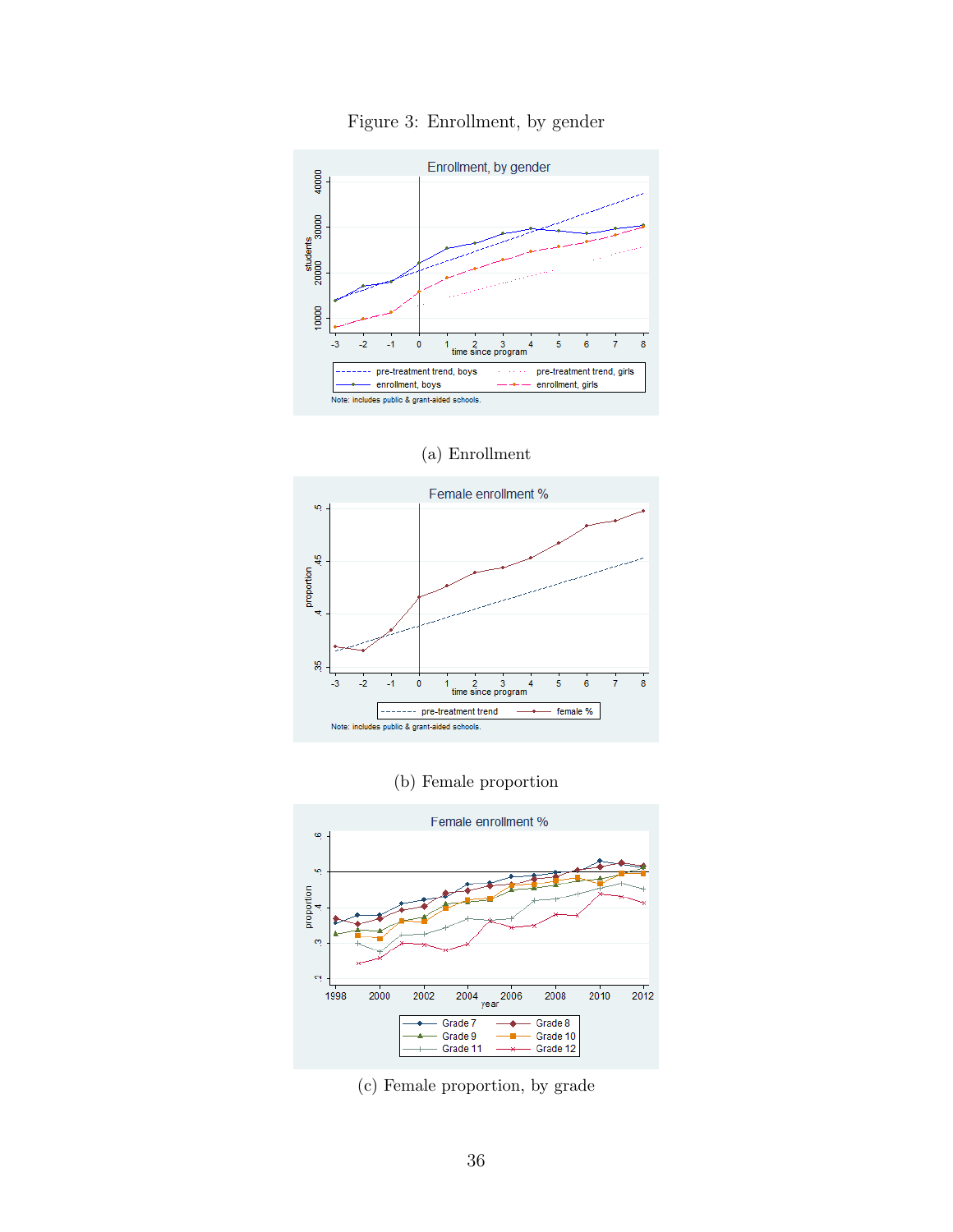Figure 3: Enrollment, by gender

(a) Enrollment

(b) Female proportion

(c) Female proportion, by grade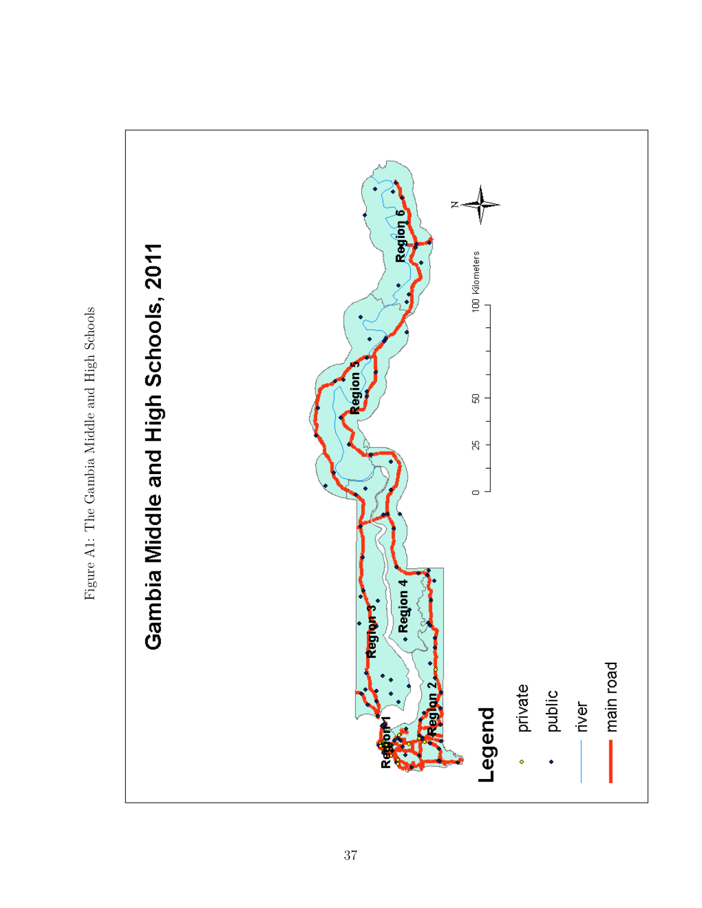Figure A1: The Gambia Middle and High Schools

Gambia Middle and High Schools, 2011

Region 1

Region 2

Region 3

Region 4

Region 5

Region 6

0 25 50 100 Kilometers

N

Legend

private

public

river

main road